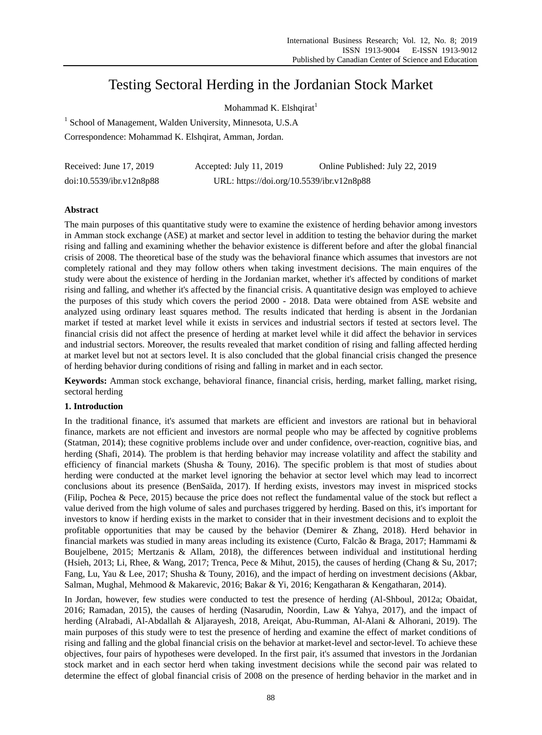# Testing Sectoral Herding in the Jordanian Stock Market

Mohammad K. Elshqirat[1]

[1] School of Management, Walden University, Minnesota, U.S.A

Correspondence: Mohammad K. Elshqirat, Amman, Jordan.

Received: June 17, 2019 Accepted: July 11, 2019 Online Published: July 22, 2019

doi:10.5539/ibr.v12n8p88 URL: https://doi.org/10.5539/ibr.v12n8p88

## Abstract

The main purposes of this quantitative study were to examine the existence of herding behavior among investors in Amman stock exchange (ASE) at market and sector level in addition to testing the behavior during the market rising and falling and examining whether the behavior existence is different before and after the global financial crisis of 2008. The theoretical base of the study was the behavioral finance which assumes that investors are not completely rational and they may follow others when taking investment decisions. The main enquires of the study were about the existence of herding in the Jordanian market, whether it's affected by conditions of market rising and falling, and whether it's affected by the financial crisis. A quantitative design was employed to achieve the purposes of this study which covers the period 2000 - 2018. Data were obtained from ASE website and analyzed using ordinary least squares method. The results indicated that herding is absent in the Jordanian market if tested at market level while it exists in services and industrial sectors if tested at sectors level. The financial crisis did not affect the presence of herding at market level while it did affect the behavior in services and industrial sectors. Moreover, the results revealed that market condition of rising and falling affected herding at market level but not at sectors level. It is also concluded that the global financial crisis changed the presence of herding behavior during conditions of rising and falling in market and in each sector.

**Keywords:** Amman stock exchange, behavioral finance, financial crisis, herding, market falling, market rising, sectoral herding

## 1. Introduction

In the traditional finance, it's assumed that markets are efficient and investors are rational but in behavioral finance, markets are not efficient and investors are normal people who may be affected by cognitive problems (Statman, 2014); these cognitive problems include over and under confidence, over-reaction, cognitive bias, and herding (Shafi, 2014). The problem is that herding behavior may increase volatility and affect the stability and efficiency of financial markets (Shusha & Touny, 2016). The specific problem is that most of studies about herding were conducted at the market level ignoring the behavior at sector level which may lead to incorrect conclusions about its presence (BenSaïda, 2017). If herding exists, investors may invest in mispriced stocks (Filip, Pochea & Pece, 2015) because the price does not reflect the fundamental value of the stock but reflect a value derived from the high volume of sales and purchases triggered by herding. Based on this, it's important for investors to know if herding exists in the market to consider that in their investment decisions and to exploit the profitable opportunities that may be caused by the behavior (Demirer & Zhang, 2018). Herd behavior in financial markets was studied in many areas including its existence (Curto, Falcão & Braga, 2017; Hammami & Boujelbene, 2015; Mertzanis & Allam, 2018), the differences between individual and institutional herding (Hsieh, 2013; Li, Rhee, & Wang, 2017; Trenca, Pece & Mihut, 2015), the causes of herding (Chang & Su, 2017; Fang, Lu, Yau & Lee, 2017; Shusha & Touny, 2016), and the impact of herding on investment decisions (Akbar, Salman, Mughal, Mehmood & Makarevic, 2016; Bakar & Yi, 2016; Kengatharan & Kengatharan, 2014).

In Jordan, however, few studies were conducted to test the presence of herding (Al-Shboul, 2012a; Obaidat, 2016; Ramadan, 2015), the causes of herding (Nasarudin, Noordin, Law & Yahya, 2017), and the impact of herding (Alrabadi, Al-Abdallah & Aljarayesh, 2018, Areiqat, Abu-Rumman, Al-Alani & Alhorani, 2019). The main purposes of this study were to test the presence of herding and examine the effect of market conditions of rising and falling and the global financial crisis on the behavior at market-level and sector-level. To achieve these objectives, four pairs of hypotheses were developed. In the first pair, it's assumed that investors in the Jordanian stock market and in each sector herd when taking investment decisions while the second pair was related to determine the effect of global financial crisis of 2008 on the presence of herding behavior in the market and in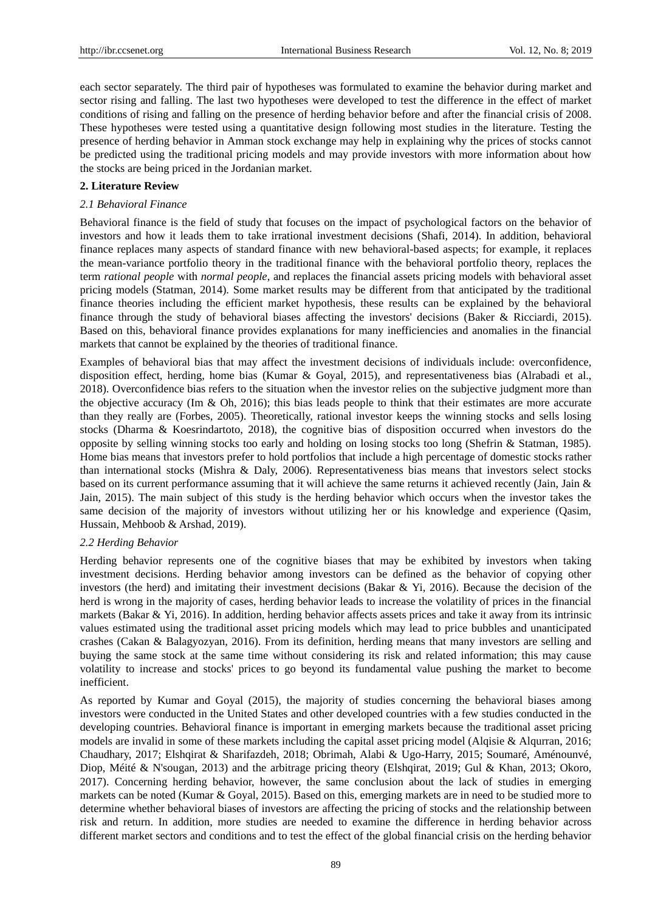each sector separately. The third pair of hypotheses was formulated to examine the behavior during market and sector rising and falling. The last two hypotheses were developed to test the difference in the effect of market conditions of rising and falling on the presence of herding behavior before and after the financial crisis of 2008. These hypotheses were tested using a quantitative design following most studies in the literature. Testing the presence of herding behavior in Amman stock exchange may help in explaining why the prices of stocks cannot be predicted using the traditional pricing models and may provide investors with more information about how the stocks are being priced in the Jordanian market.

## 2. Literature Review

### 2.1 Behavioral Finance

Behavioral finance is the field of study that focuses on the impact of psychological factors on the behavior of investors and how it leads them to take irrational investment decisions (Shafi, 2014). In addition, behavioral finance replaces many aspects of standard finance with new behavioral-based aspects; for example, it replaces the mean-variance portfolio theory in the traditional finance with the behavioral portfolio theory, replaces the term *rational people* with *normal people*, and replaces the financial assets pricing models with behavioral asset pricing models (Statman, 2014). Some market results may be different from that anticipated by the traditional finance theories including the efficient market hypothesis, these results can be explained by the behavioral finance through the study of behavioral biases affecting the investors' decisions (Baker & Ricciardi, 2015). Based on this, behavioral finance provides explanations for many inefficiencies and anomalies in the financial markets that cannot be explained by the theories of traditional finance.

Examples of behavioral bias that may affect the investment decisions of individuals include: overconfidence, disposition effect, herding, home bias (Kumar & Goyal, 2015), and representativeness bias (Alrabadi et al., 2018). Overconfidence bias refers to the situation when the investor relies on the subjective judgment more than the objective accuracy (Im & Oh, 2016); this bias leads people to think that their estimates are more accurate than they really are (Forbes, 2005). Theoretically, rational investor keeps the winning stocks and sells losing stocks (Dharma & Koesrindartoto, 2018), the cognitive bias of disposition occurred when investors do the opposite by selling winning stocks too early and holding on losing stocks too long (Shefrin & Statman, 1985). Home bias means that investors prefer to hold portfolios that include a high percentage of domestic stocks rather than international stocks (Mishra & Daly, 2006). Representativeness bias means that investors select stocks based on its current performance assuming that it will achieve the same returns it achieved recently (Jain, Jain & Jain, 2015). The main subject of this study is the herding behavior which occurs when the investor takes the same decision of the majority of investors without utilizing her or his knowledge and experience (Qasim, Hussain, Mehboob & Arshad, 2019).

### 2.2 Herding Behavior

Herding behavior represents one of the cognitive biases that may be exhibited by investors when taking investment decisions. Herding behavior among investors can be defined as the behavior of copying other investors (the herd) and imitating their investment decisions (Bakar & Yi, 2016). Because the decision of the herd is wrong in the majority of cases, herding behavior leads to increase the volatility of prices in the financial markets (Bakar & Yi, 2016). In addition, herding behavior affects assets prices and take it away from its intrinsic values estimated using the traditional asset pricing models which may lead to price bubbles and unanticipated crashes (Cakan & Balagyozyan, 2016). From its definition, herding means that many investors are selling and buying the same stock at the same time without considering its risk and related information; this may cause volatility to increase and stocks' prices to go beyond its fundamental value pushing the market to become inefficient.

As reported by Kumar and Goyal (2015), the majority of studies concerning the behavioral biases among investors were conducted in the United States and other developed countries with a few studies conducted in the developing countries. Behavioral finance is important in emerging markets because the traditional asset pricing models are invalid in some of these markets including the capital asset pricing model (Alqisie & Alqurran, 2016; Chaudhary, 2017; Elshqirat & Sharifazdeh, 2018; Obrimah, Alabi & Ugo-Harry, 2015; Soumaré, Aménounvé, Diop, Méité & N'sougan, 2013) and the arbitrage pricing theory (Elshqirat, 2019; Gul & Khan, 2013; Okoro, 2017). Concerning herding behavior, however, the same conclusion about the lack of studies in emerging markets can be noted (Kumar & Goyal, 2015). Based on this, emerging markets are in need to be studied more to determine whether behavioral biases of investors are affecting the pricing of stocks and the relationship between risk and return. In addition, more studies are needed to examine the difference in herding behavior across different market sectors and conditions and to test the effect of the global financial crisis on the herding behavior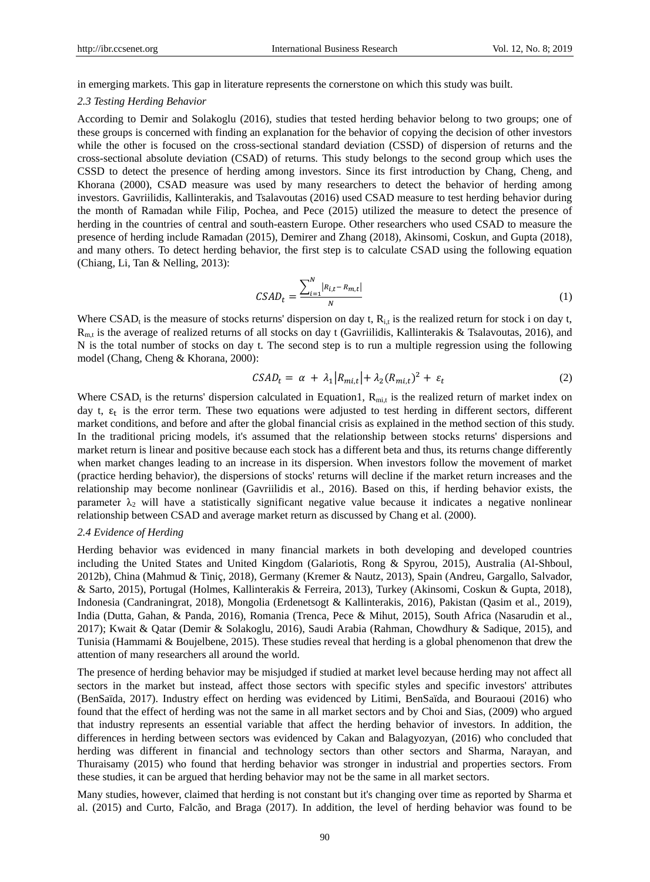in emerging markets. This gap in literature represents the cornerstone on which this study was built.

### 2.3 Testing Herding Behavior

According to Demir and Solakoglu (2016), studies that tested herding behavior belong to two groups; one of these groups is concerned with finding an explanation for the behavior of copying the decision of other investors while the other is focused on the cross-sectional standard deviation (CSSD) of dispersion of returns and the cross-sectional absolute deviation (CSAD) of returns. This study belongs to the second group which uses the CSSD to detect the presence of herding among investors. Since its first introduction by Chang, Cheng, and Khorana (2000), CSAD measure was used by many researchers to detect the behavior of herding among investors. Gavriilidis, Kallinterakis, and Tsalavoutas (2016) used CSAD measure to test herding behavior during the month of Ramadan while Filip, Pochea, and Pece (2015) utilized the measure to detect the presence of herding in the countries of central and south-eastern Europe. Other researchers who used CSAD to measure the presence of herding include Ramadan (2015), Demirer and Zhang (2018), Akinsomi, Coskun, and Gupta (2018), and many others. To detect herding behavior, the first step is to calculate CSAD using the following equation (Chiang, Li, Tan & Nelling, 2013):

$$CSAD_t = \frac{\sum_{i=1}^{N} |R_{i,t} - R_{m,t}|}{N} \tag{1}$$

Where $CSAD_t$ is the measure of stocks returns' dispersion on day t, $R_{i,t}$ is the realized return for stock i on day t, $R_{m,t}$ is the average of realized returns of all stocks on day t (Gavriilidis, Kallinterakis & Tsalavoutas, 2016), and N is the total number of stocks on day t. The second step is to run a multiple regression using the following model (Chang, Cheng & Khorana, 2000):

$$CSAD_t = \alpha + \lambda_1 |R_{mi,t}| + \lambda_2 (R_{mi,t})^2 + \varepsilon_t \tag{2}$$

Where $CSAD_t$ is the returns' dispersion calculated in Equation1, $R_{mi,t}$ is the realized return of market index on day t, $\varepsilon_t$ is the error term. These two equations were adjusted to test herding in different sectors, different market conditions, and before and after the global financial crisis as explained in the method section of this study. In the traditional pricing models, it's assumed that the relationship between stocks returns' dispersions and market return is linear and positive because each stock has a different beta and thus, its returns change differently when market changes leading to an increase in its dispersion. When investors follow the movement of market (practice herding behavior), the dispersions of stocks' returns will decline if the market return increases and the relationship may become nonlinear (Gavriilidis et al., 2016). Based on this, if herding behavior exists, the parameter $\lambda_2$ will have a statistically significant negative value because it indicates a negative nonlinear relationship between CSAD and average market return as discussed by Chang et al. (2000).

### 2.4 Evidence of Herding

Herding behavior was evidenced in many financial markets in both developing and developed countries including the United States and United Kingdom (Galariotis, Rong & Spyrou, 2015), Australia (Al-Shboul, 2012b), China (Mahmud & Tiniç, 2018), Germany (Kremer & Nautz, 2013), Spain (Andreu, Gargallo, Salvador, & Sarto, 2015), Portugal (Holmes, Kallinterakis & Ferreira, 2013), Turkey (Akinsomi, Coskun & Gupta, 2018), Indonesia (Candraningrat, 2018), Mongolia (Erdenetsogt & Kallinterakis, 2016), Pakistan (Qasim et al., 2019), India (Dutta, Gahan, & Panda, 2016), Romania (Trenca, Pece & Mihut, 2015), South Africa (Nasarudin et al., 2017); Kwait & Qatar (Demir & Solakoglu, 2016), Saudi Arabia (Rahman, Chowdhury & Sadique, 2015), and Tunisia (Hammami & Boujelbene, 2015). These studies reveal that herding is a global phenomenon that drew the attention of many researchers all around the world.

The presence of herding behavior may be misjudged if studied at market level because herding may not affect all sectors in the market but instead, affect those sectors with specific styles and specific investors' attributes (BenSaïda, 2017). Industry effect on herding was evidenced by Litimi, BenSaïda, and Bouraoui (2016) who found that the effect of herding was not the same in all market sectors and by Choi and Sias, (2009) who argued that industry represents an essential variable that affect the herding behavior of investors. In addition, the differences in herding between sectors was evidenced by Cakan and Balagyozyan, (2016) who concluded that herding was different in financial and technology sectors than other sectors and Sharma, Narayan, and Thuraisamy (2015) who found that herding behavior was stronger in industrial and properties sectors. From these studies, it can be argued that herding behavior may not be the same in all market sectors.

Many studies, however, claimed that herding is not constant but it's changing over time as reported by Sharma et al. (2015) and Curto, Falcão, and Braga (2017). In addition, the level of herding behavior was found to be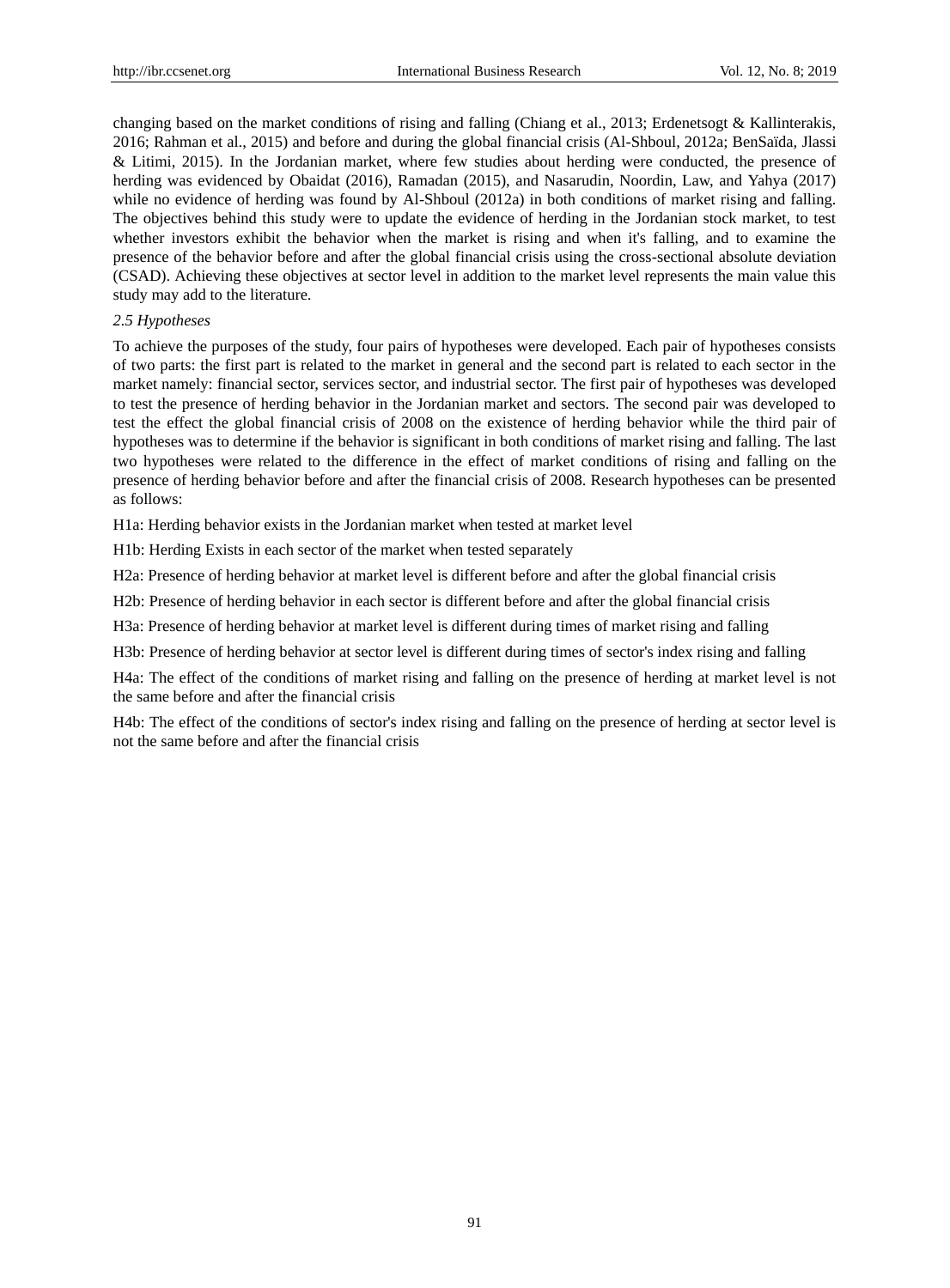changing based on the market conditions of rising and falling (Chiang et al., 2013; Erdenetsogt & Kallinterakis, 2016; Rahman et al., 2015) and before and during the global financial crisis (Al-Shboul, 2012a; BenSaïda, Jlassi & Litimi, 2015). In the Jordanian market, where few studies about herding were conducted, the presence of herding was evidenced by Obaidat (2016), Ramadan (2015), and Nasarudin, Noordin, Law, and Yahya (2017) while no evidence of herding was found by Al-Shboul (2012a) in both conditions of market rising and falling. The objectives behind this study were to update the evidence of herding in the Jordanian stock market, to test whether investors exhibit the behavior when the market is rising and when it's falling, and to examine the presence of the behavior before and after the global financial crisis using the cross-sectional absolute deviation (CSAD). Achieving these objectives at sector level in addition to the market level represents the main value this study may add to the literature.

### *2.5 Hypotheses*

To achieve the purposes of the study, four pairs of hypotheses were developed. Each pair of hypotheses consists of two parts: the first part is related to the market in general and the second part is related to each sector in the market namely: financial sector, services sector, and industrial sector. The first pair of hypotheses was developed to test the presence of herding behavior in the Jordanian market and sectors. The second pair was developed to test the effect the global financial crisis of 2008 on the existence of herding behavior while the third pair of hypotheses was to determine if the behavior is significant in both conditions of market rising and falling. The last two hypotheses were related to the difference in the effect of market conditions of rising and falling on the presence of herding behavior before and after the financial crisis of 2008. Research hypotheses can be presented as follows:

H1a: Herding behavior exists in the Jordanian market when tested at market level

H1b: Herding Exists in each sector of the market when tested separately

H2a: Presence of herding behavior at market level is different before and after the global financial crisis

H2b: Presence of herding behavior in each sector is different before and after the global financial crisis

H3a: Presence of herding behavior at market level is different during times of market rising and falling

H3b: Presence of herding behavior at sector level is different during times of sector's index rising and falling

H4a: The effect of the conditions of market rising and falling on the presence of herding at market level is not the same before and after the financial crisis

H4b: The effect of the conditions of sector's index rising and falling on the presence of herding at sector level is not the same before and after the financial crisis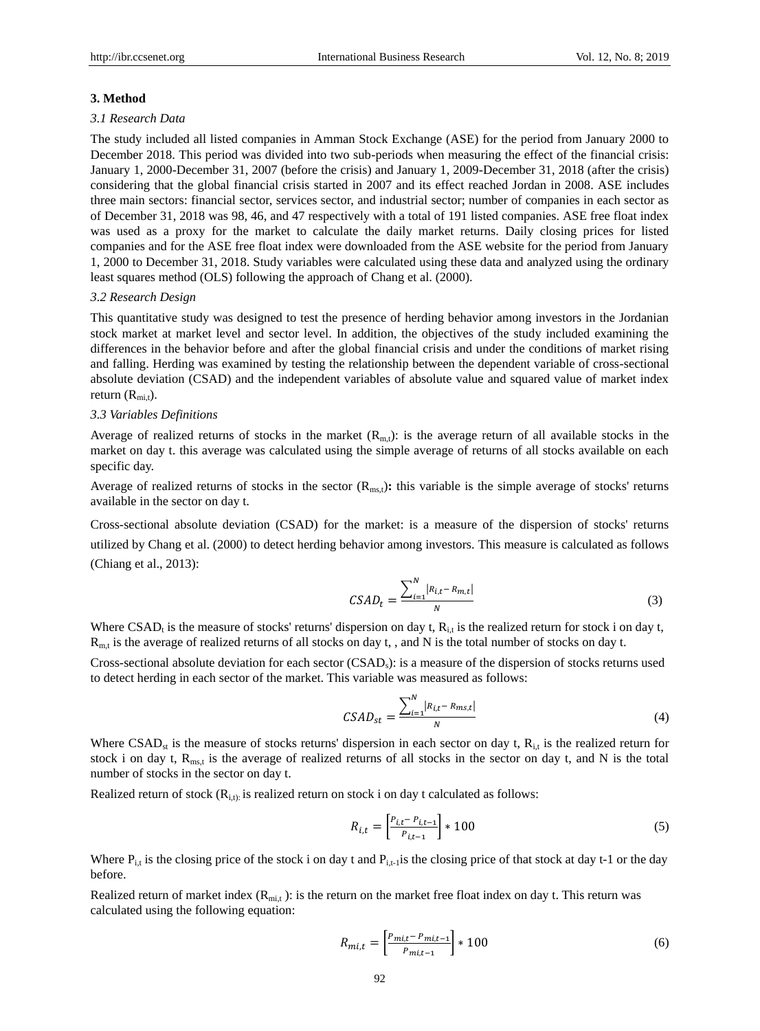## 3. Method

### 3.1 Research Data

The study included all listed companies in Amman Stock Exchange (ASE) for the period from January 2000 to December 2018. This period was divided into two sub-periods when measuring the effect of the financial crisis: January 1, 2000-December 31, 2007 (before the crisis) and January 1, 2009-December 31, 2018 (after the crisis) considering that the global financial crisis started in 2007 and its effect reached Jordan in 2008. ASE includes three main sectors: financial sector, services sector, and industrial sector; number of companies in each sector as of December 31, 2018 was 98, 46, and 47 respectively with a total of 191 listed companies. ASE free float index was used as a proxy for the market to calculate the daily market returns. Daily closing prices for listed companies and for the ASE free float index were downloaded from the ASE website for the period from January 1, 2000 to December 31, 2018. Study variables were calculated using these data and analyzed using the ordinary least squares method (OLS) following the approach of Chang et al. (2000).

### 3.2 Research Design

This quantitative study was designed to test the presence of herding behavior among investors in the Jordanian stock market at market level and sector level. In addition, the objectives of the study included examining the differences in the behavior before and after the global financial crisis and under the conditions of market rising and falling. Herding was examined by testing the relationship between the dependent variable of cross-sectional absolute deviation (CSAD) and the independent variables of absolute value and squared value of market index return ($R_{mi,t}$).

### 3.3 Variables Definitions

Average of realized returns of stocks in the market ($R_{m,t}$): is the average return of all available stocks in the market on day t. this average was calculated using the simple average of returns of all stocks available on each specific day.

Average of realized returns of stocks in the sector ($R_{ms,t}$)**:** this variable is the simple average of stocks' returns available in the sector on day t.

Cross-sectional absolute deviation (CSAD) for the market: is a measure of the dispersion of stocks' returns utilized by Chang et al. (2000) to detect herding behavior among investors. This measure is calculated as follows (Chiang et al., 2013):

$$CSAD_t = \frac{\sum_{i=1}^{N} |R_{i,t} - R_{m,t}|}{N} \tag{3}$$

Where $CSAD_t$ is the measure of stocks' returns' dispersion on day t, $R_{i,t}$ is the realized return for stock i on day t, $R_{m,t}$ is the average of realized returns of all stocks on day t, , and N is the total number of stocks on day t.

Cross-sectional absolute deviation for each sector ($CSAD_s$): is a measure of the dispersion of stocks returns used to detect herding in each sector of the market. This variable was measured as follows:

$$CSAD_{st} = \frac{\sum_{i=1}^{N} |R_{i,t} - R_{ms,t}|}{N} \tag{4}$$

Where $CSAD_{st}$ is the measure of stocks returns' dispersion in each sector on day t, $R_{i,t}$ is the realized return for stock i on day t, $R_{ms,t}$ is the average of realized returns of all stocks in the sector on day t, and N is the total number of stocks in the sector on day t.

Realized return of stock ($R_{i,t}$): is realized return on stock i on day t calculated as follows:

$$R_{i,t} = \left[\frac{P_{i,t} - P_{i,t-1}}{P_{i,t-1}}\right] * 100 \tag{5}$$

Where $P_{i,t}$ is the closing price of the stock i on day t and $P_{i,t-1}$is the closing price of that stock at day t-1 or the day before.

Realized return of market index ($R_{mi,t}$ ): is the return on the market free float index on day t. This return was calculated using the following equation:

$$R_{mi,t} = \left[\frac{P_{mi,t} - P_{mi,t-1}}{P_{mi,t-1}}\right] * 100 \tag{6}$$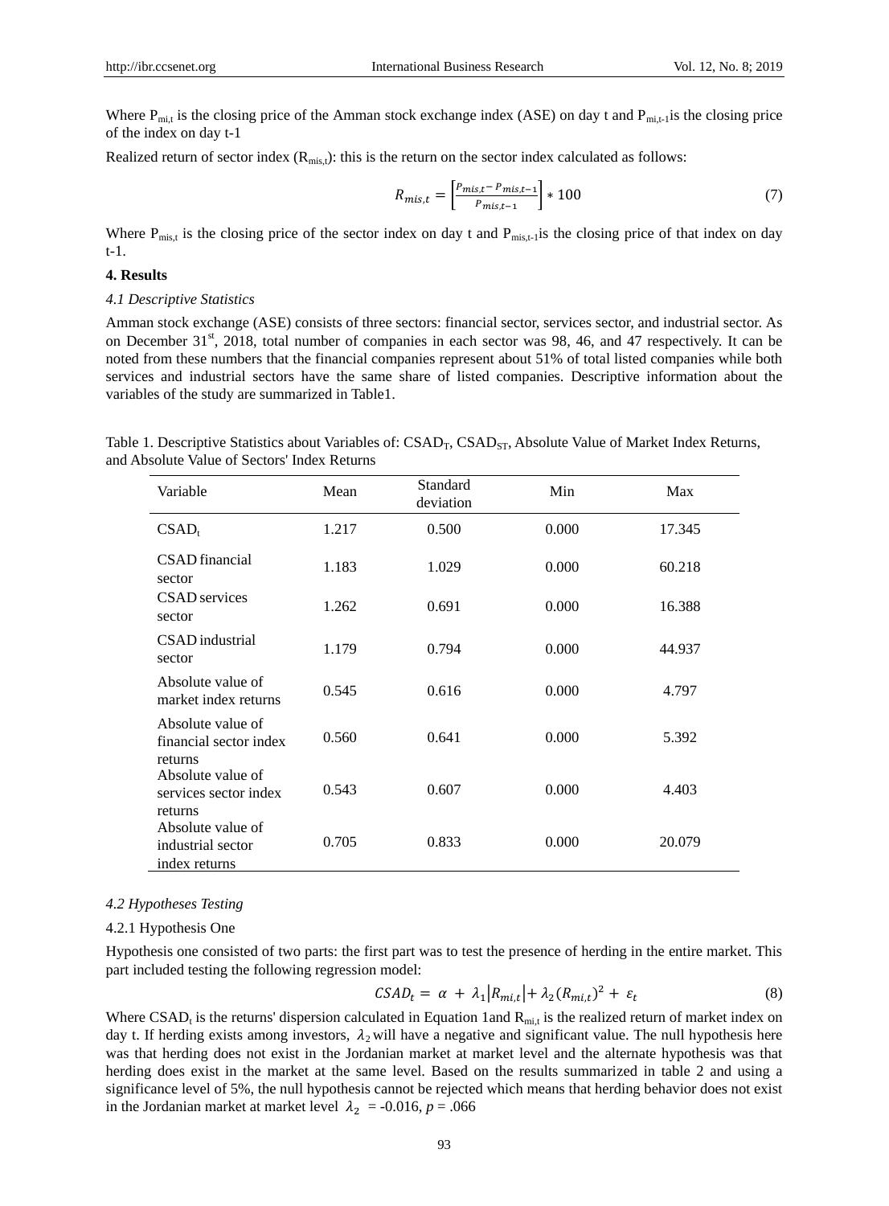Where $P_{mi,t}$ is the closing price of the Amman stock exchange index (ASE) on day t and $P_{mi,t-1}$is the closing price of the index on day t-1

Realized return of sector index ($R_{mis,t}$): this is the return on the sector index calculated as follows:

$$R_{mis,t} = \left[\frac{P_{mis,t} - P_{mis,t-1}}{P_{mis,t-1}}\right] * 100 \tag{7}$$

Where $P_{mis,t}$ is the closing price of the sector index on day t and $P_{mis,t-1}$is the closing price of that index on day t-1.

## 4. Results

### *4.1 Descriptive Statistics*

Amman stock exchange (ASE) consists of three sectors: financial sector, services sector, and industrial sector. As on December 31st, 2018, total number of companies in each sector was 98, 46, and 47 respectively. It can be noted from these numbers that the financial companies represent about 51% of total listed companies while both services and industrial sectors have the same share of listed companies. Descriptive information about the variables of the study are summarized in Table1.

Table 1. Descriptive Statistics about Variables of: $CSAD_T$, $CSAD_{ST}$, Absolute Value of Market Index Returns, and Absolute Value of Sectors' Index Returns

| Variable | Mean | Standard deviation | Min | Max |
|---|---|---|---|---|
| $CSAD_t$ | 1.217 | 0.500 | 0.000 | 17.345 |
| CSAD financial sector | 1.183 | 1.029 | 0.000 | 60.218 |
| CSAD services sector | 1.262 | 0.691 | 0.000 | 16.388 |
| CSAD industrial sector | 1.179 | 0.794 | 0.000 | 44.937 |
| Absolute value of market index returns | 0.545 | 0.616 | 0.000 | 4.797 |
| Absolute value of financial sector index returns | 0.560 | 0.641 | 0.000 | 5.392 |
| Absolute value of services sector index returns | 0.543 | 0.607 | 0.000 | 4.403 |
| Absolute value of industrial sector index returns | 0.705 | 0.833 | 0.000 | 20.079 |

### *4.2 Hypotheses Testing*

4.2.1 Hypothesis One

Hypothesis one consisted of two parts: the first part was to test the presence of herding in the entire market. This part included testing the following regression model:

$$CSAD_t = \alpha + \lambda_1 |R_{mi,t}| + \lambda_2 (R_{mi,t})^2 + \varepsilon_t \tag{8}$$

Where $CSAD_t$ is the returns' dispersion calculated in Equation 1and $R_{mi,t}$ is the realized return of market index on day t. If herding exists among investors, $\lambda_2$ will have a negative and significant value. The null hypothesis here was that herding does not exist in the Jordanian market at market level and the alternate hypothesis was that herding does exist in the market at the same level. Based on the results summarized in table 2 and using a significance level of 5%, the null hypothesis cannot be rejected which means that herding behavior does not exist in the Jordanian market at market level $\lambda_2 = -0.016$, $p = .066$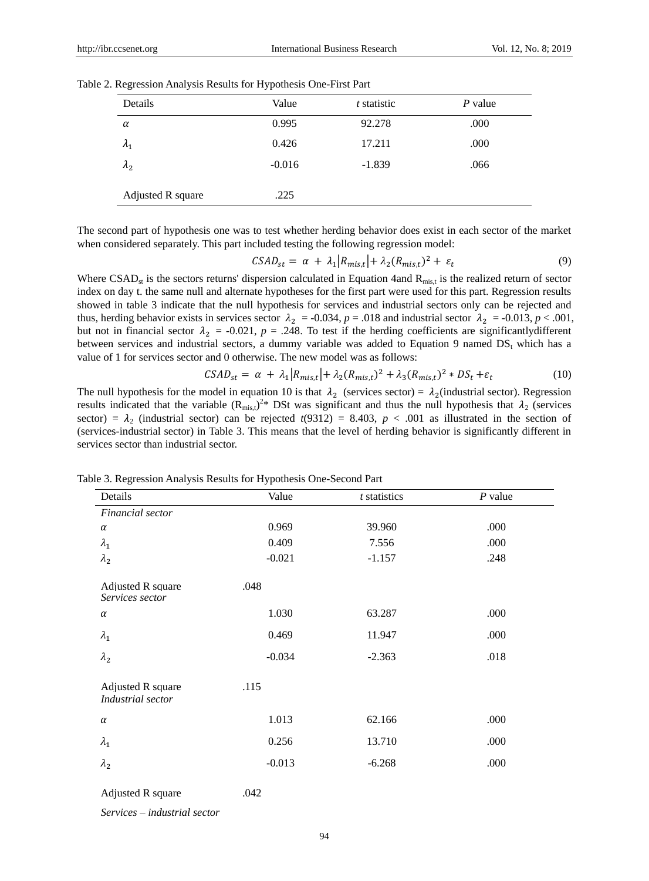Table 2. Regression Analysis Results for Hypothesis One-First Part

| Details | Value | *t* statistic | *P* value |
|---|---|---|---|
| $\alpha$ | 0.995 | 92.278 | .000 |
| $\lambda_1$ | 0.426 | 17.211 | .000 |
| $\lambda_2$ | -0.016 | -1.839 | .066 |
| Adjusted R square | .225 | | |

The second part of hypothesis one was to test whether herding behavior does exist in each sector of the market when considered separately. This part included testing the following regression model:

$$CSAD_{st} = \alpha + \lambda_1 |R_{mis,t}| + \lambda_2 (R_{mis,t})^2 + \varepsilon_t \tag{9}$$

Where $CSAD_{st}$ is the sectors returns' dispersion calculated in Equation 4and $R_{mis,t}$ is the realized return of sector index on day t. the same null and alternate hypotheses for the first part were used for this part. Regression results showed in table 3 indicate that the null hypothesis for services and industrial sectors only can be rejected and thus, herding behavior exists in services sector $\lambda_2 = -0.034$, $p = .018$ and industrial sector $\lambda_2 = -0.013$, $p < .001$, but not in financial sector $\lambda_2 = -0.021$, $p = .248$. To test if the herding coefficients are significantlydifferent between services and industrial sectors, a dummy variable was added to Equation 9 named $DS_t$ which has a value of 1 for services sector and 0 otherwise. The new model was as follows:

$$CSAD_{st} = \alpha + \lambda_1 |R_{mis,t}| + \lambda_2 (R_{mis,t})^2 + \lambda_3 (R_{mis,t})^2 * DS_t + \varepsilon_t \tag{10}$$

The null hypothesis for the model in equation 10 is that $\lambda_2$ (services sector) = $\lambda_2$(industrial sector). Regression results indicated that the variable $(R_{mis,t})^2$* DSt was significant and thus the null hypothesis that $\lambda_2$ (services sector) = $\lambda_2$ (industrial sector) can be rejected $t(9312) = 8.403$, $p < .001$ as illustrated in the section of (services-industrial sector) in Table 3. This means that the level of herding behavior is significantly different in services sector than industrial sector.

Table 3. Regression Analysis Results for Hypothesis One-Second Part

| Details | Value | *t* statistics | *P* value |
|---|---|---|---|
| *Financial sector* | | | |
| $\alpha$ | 0.969 | 39.960 | .000 |
| $\lambda_1$ | 0.409 | 7.556 | .000 |
| $\lambda_2$ | -0.021 | -1.157 | .248 |
| Adjusted R square | .048 | | |
| *Services sector* | | | |
| $\alpha$ | 1.030 | 63.287 | .000 |
| $\lambda_1$ | 0.469 | 11.947 | .000 |
| $\lambda_2$ | -0.034 | -2.363 | .018 |
| Adjusted R square | .115 | | |
| *Industrial sector* | | | |
| $\alpha$ | 1.013 | 62.166 | .000 |
| $\lambda_1$ | 0.256 | 13.710 | .000 |
| $\lambda_2$ | -0.013 | -6.268 | .000 |
| Adjusted R square | .042 | | |
| *Services – industrial sector* | | | |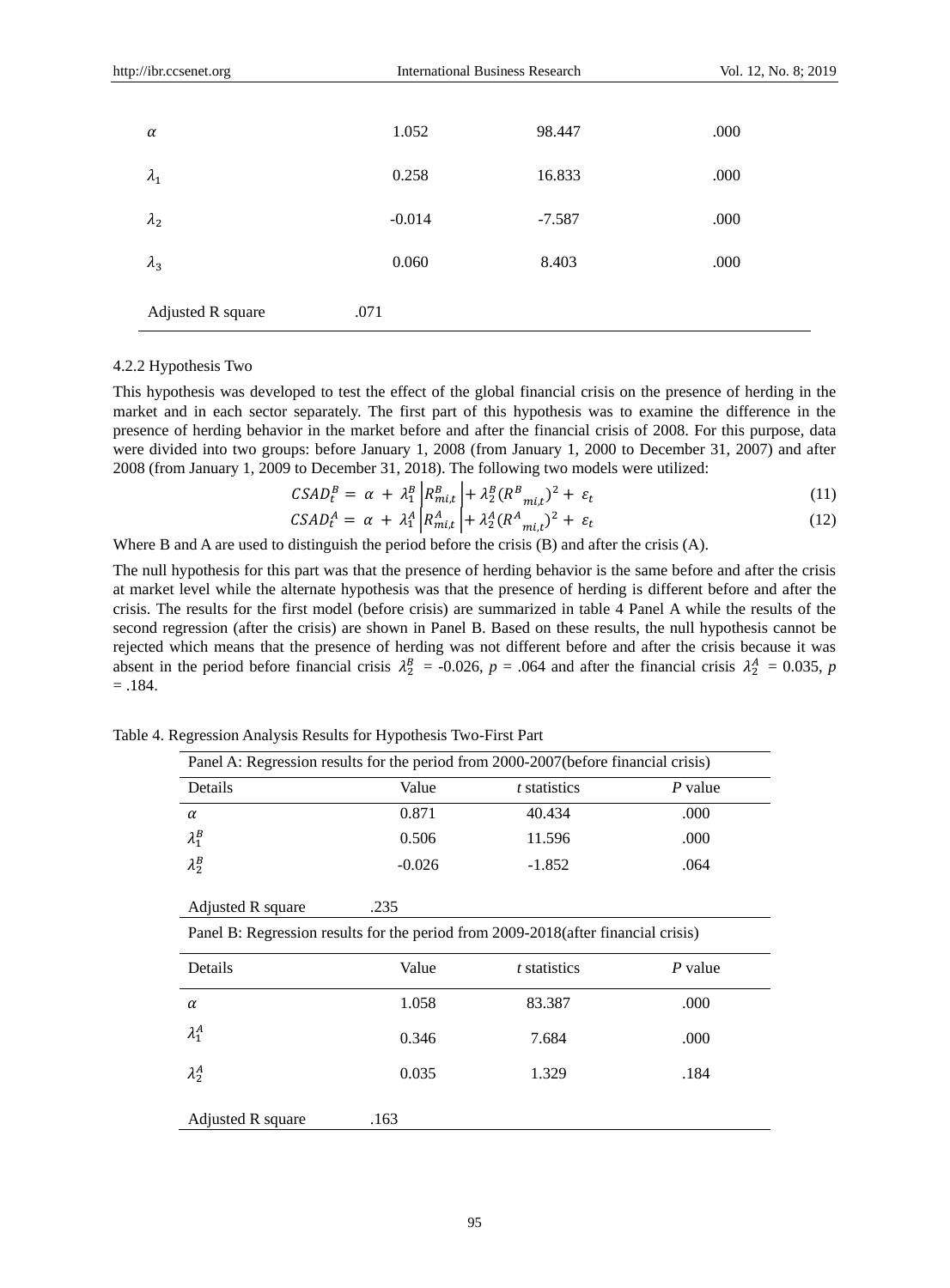| | | | |
|---|---|---|---|
| $\alpha$ | 1.052 | 98.447 | .000 |
| $\lambda_1$ | 0.258 | 16.833 | .000 |
| $\lambda_2$ | -0.014 | -7.587 | .000 |
| $\lambda_3$ | 0.060 | 8.403 | .000 |
| Adjusted R square | .071 | | |

4.2.2 Hypothesis Two

This hypothesis was developed to test the effect of the global financial crisis on the presence of herding in the market and in each sector separately. The first part of this hypothesis was to examine the difference in the presence of herding behavior in the market before and after the financial crisis of 2008. For this purpose, data were divided into two groups: before January 1, 2008 (from January 1, 2000 to December 31, 2007) and after 2008 (from January 1, 2009 to December 31, 2018). The following two models were utilized:

$$CSAD_t^B = \alpha + \lambda_1^B \left| R_{mi,t}^B \right| + \lambda_2^B (R^B{}_{mi,t})^2 + \varepsilon_t \tag{11}$$

$$CSAD_t^A = \alpha + \lambda_1^A \left| R_{mi,t}^A \right| + \lambda_2^A (R^A{}_{mi,t})^2 + \varepsilon_t \tag{12}$$

Where B and A are used to distinguish the period before the crisis (B) and after the crisis (A).

The null hypothesis for this part was that the presence of herding behavior is the same before and after the crisis at market level while the alternate hypothesis was that the presence of herding is different before and after the crisis. The results for the first model (before crisis) are summarized in table 4 Panel A while the results of the second regression (after the crisis) are shown in Panel B. Based on these results, the null hypothesis cannot be rejected which means that the presence of herding was not different before and after the crisis because it was absent in the period before financial crisis $\lambda_2^B$ = -0.026, *p* = .064 and after the financial crisis $\lambda_2^A$ = 0.035, *p* = .184.

Table 4. Regression Analysis Results for Hypothesis Two-First Part

| Panel A: Regression results for the period from 2000-2007(before financial crisis) | | | |
|---|---|---|---|
| Details | Value | *t* statistics | *P* value |
| $\alpha$ | 0.871 | 40.434 | .000 |
| $\lambda_1^B$ | 0.506 | 11.596 | .000 |
| $\lambda_2^B$ | -0.026 | -1.852 | .064 |
| Adjusted R square | .235 | | |
| **Panel B: Regression results for the period from 2009-2018(after financial crisis)** | | | |
| Details | Value | *t* statistics | *P* value |
| $\alpha$ | 1.058 | 83.387 | .000 |
| $\lambda_1^A$ | 0.346 | 7.684 | .000 |
| $\lambda_2^A$ | 0.035 | 1.329 | .184 |
| Adjusted R square | .163 | | |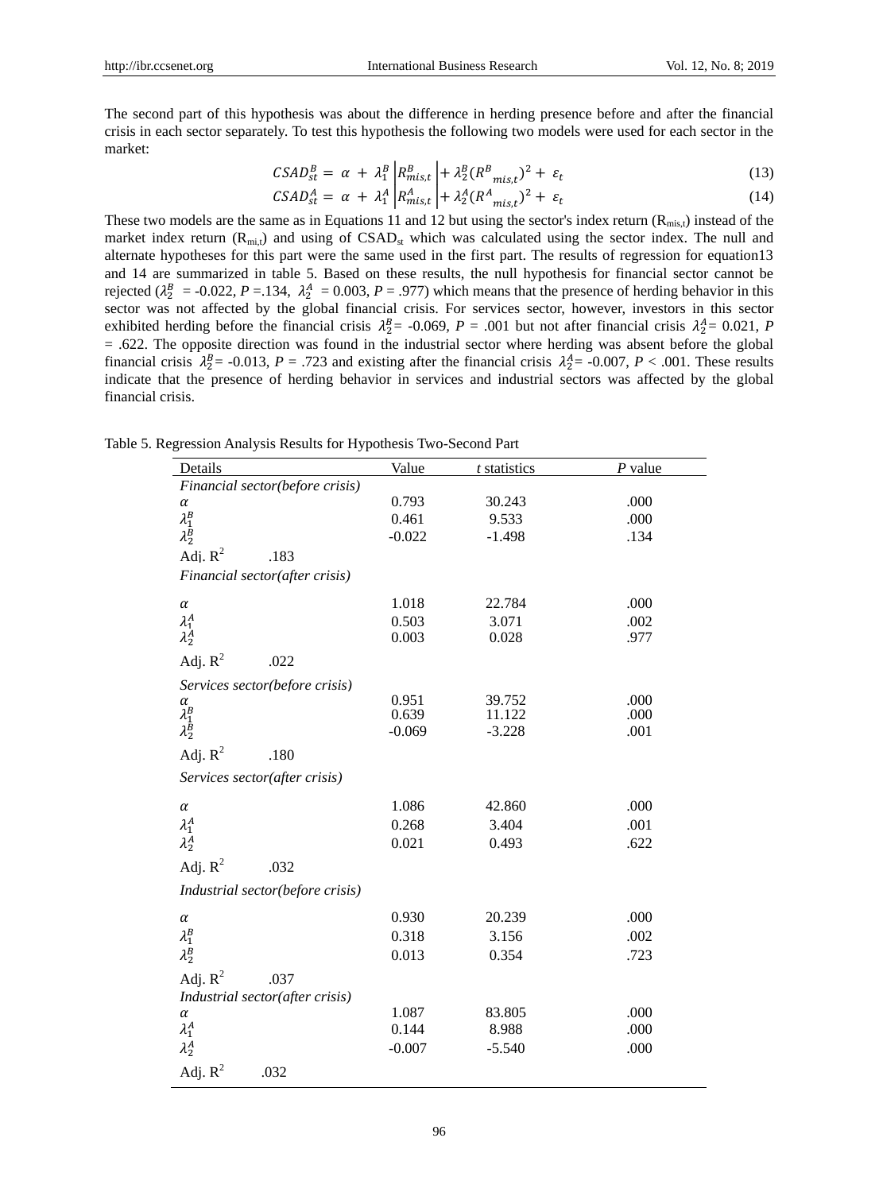The second part of this hypothesis was about the difference in herding presence before and after the financial crisis in each sector separately. To test this hypothesis the following two models were used for each sector in the market:

$$CSAD_{st}^{B} = \alpha + \lambda_1^{B}\left|R_{mis,t}^{B}\right| + \lambda_2^{B}(R^{B}{}_{mis,t})^2 + \varepsilon_t \tag{13}$$

$$CSAD_{st}^{A} = \alpha + \lambda_1^{A}\left|R_{mis,t}^{A}\right| + \lambda_2^{A}(R^{A}{}_{mis,t})^2 + \varepsilon_t \tag{14}$$

These two models are the same as in Equations 11 and 12 but using the sector's index return ($R_{mis,t}$) instead of the market index return ($R_{mi,t}$) and using of $CSAD_{st}$ which was calculated using the sector index. The null and alternate hypotheses for this part were the same used in the first part. The results of regression for equation13 and 14 are summarized in table 5. Based on these results, the null hypothesis for financial sector cannot be rejected ($\lambda_2^B$ = -0.022, *P* =.134, $\lambda_2^A$ = 0.003, *P* = .977) which means that the presence of herding behavior in this sector was not affected by the global financial crisis. For services sector, however, investors in this sector exhibited herding before the financial crisis $\lambda_2^B$= -0.069, *P* = .001 but not after financial crisis $\lambda_2^A$= 0.021, *P* = .622. The opposite direction was found in the industrial sector where herding was absent before the global financial crisis $\lambda_2^B$= -0.013, *P* = .723 and existing after the financial crisis $\lambda_2^A$= -0.007, *P* < .001. These results indicate that the presence of herding behavior in services and industrial sectors was affected by the global financial crisis.

Table 5. Regression Analysis Results for Hypothesis Two-Second Part

| Details | Value | *t* statistics | *P* value |
|---|---|---|---|
| *Financial sector(before crisis)* | | | |
| $\alpha$ | 0.793 | 30.243 | .000 |
| $\lambda_1^B$ | 0.461 | 9.533 | .000 |
| $\lambda_2^B$ | -0.022 | -1.498 | .134 |
| Adj. $R^2$ .183 | | | |
| *Financial sector(after crisis)* | | | |
| $\alpha$ | 1.018 | 22.784 | .000 |
| $\lambda_1^A$ | 0.503 | 3.071 | .002 |
| $\lambda_2^A$ | 0.003 | 0.028 | .977 |
| Adj. $R^2$ .022 | | | |
| *Services sector(before crisis)* | | | |
| $\alpha$ | 0.951 | 39.752 | .000 |
| $\lambda_1^B$ | 0.639 | 11.122 | .000 |
| $\lambda_2^B$ | -0.069 | -3.228 | .001 |
| Adj. $R^2$ .180 | | | |
| *Services sector(after crisis)* | | | |
| $\alpha$ | 1.086 | 42.860 | .000 |
| $\lambda_1^A$ | 0.268 | 3.404 | .001 |
| $\lambda_2^A$ | 0.021 | 0.493 | .622 |
| Adj. $R^2$ .032 | | | |
| *Industrial sector(before crisis)* | | | |
| $\alpha$ | 0.930 | 20.239 | .000 |
| $\lambda_1^B$ | 0.318 | 3.156 | .002 |
| $\lambda_2^B$ | 0.013 | 0.354 | .723 |
| Adj. $R^2$ .037 | | | |
| *Industrial sector(after crisis)* | | | |
| $\alpha$ | 1.087 | 83.805 | .000 |
| $\lambda_1^A$ | 0.144 | 8.988 | .000 |
| $\lambda_2^A$ | -0.007 | -5.540 | .000 |
| Adj. $R^2$ .032 | | | |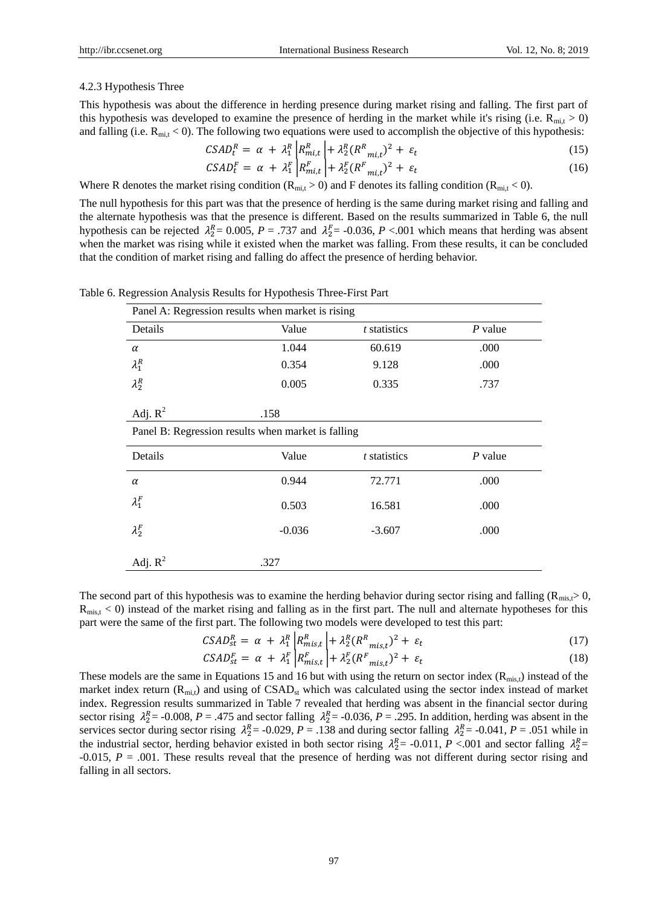4.2.3 Hypothesis Three

This hypothesis was about the difference in herding presence during market rising and falling. The first part of this hypothesis was developed to examine the presence of herding in the market while it's rising (i.e. $R_{mi,t} > 0$) and falling (i.e. $R_{mi,t} < 0$). The following two equations were used to accomplish the objective of this hypothesis:

$$CSAD_t^R = \alpha + \lambda_1^R \left| R_{mi,t}^R \right| + \lambda_2^R ({R^R}_{mi,t})^2 + \varepsilon_t \tag{15}$$

$$CSAD_t^F = \alpha + \lambda_1^F \left| R_{mi,t}^F \right| + \lambda_2^F ({R^F}_{mi,t})^2 + \varepsilon_t \tag{16}$$

Where R denotes the market rising condition ($R_{mi,t} > 0$) and F denotes its falling condition ($R_{mi,t} < 0$).

The null hypothesis for this part was that the presence of herding is the same during market rising and falling and the alternate hypothesis was that the presence is different. Based on the results summarized in Table 6, the null hypothesis can be rejected $\lambda_2^R$= 0.005, *P* = .737 and $\lambda_2^F$= -0.036, *P* <.001 which means that herding was absent when the market was rising while it existed when the market was falling. From these results, it can be concluded that the condition of market rising and falling do affect the presence of herding behavior.

Table 6. Regression Analysis Results for Hypothesis Three-First Part

| Panel A: Regression results when market is rising | | | |
|---|---|---|---|
| Details | Value | *t* statistics | *P* value |
| $\alpha$ | 1.044 | 60.619 | .000 |
| $\lambda_1^R$ | 0.354 | 9.128 | .000 |
| $\lambda_2^R$ | 0.005 | 0.335 | .737 |
| Adj. $R^2$ | .158 | | |
| **Panel B: Regression results when market is falling** | | | |
| Details | Value | *t* statistics | *P* value |
| $\alpha$ | 0.944 | 72.771 | .000 |
| $\lambda_1^F$ | 0.503 | 16.581 | .000 |
| $\lambda_2^F$ | -0.036 | -3.607 | .000 |
| Adj. $R^2$ | .327 | | |

The second part of this hypothesis was to examine the herding behavior during sector rising and falling ($R_{mis,t}> 0$, $R_{mis,t} < 0$) instead of the market rising and falling as in the first part. The null and alternate hypotheses for this part were the same of the first part. The following two models were developed to test this part:

$$CSAD_{st}^R = \alpha + \lambda_1^R \left| R_{mis,t}^R \right| + \lambda_2^R ({R^R}_{mis,t})^2 + \varepsilon_t \tag{17}$$

$$CSAD_{st}^F = \alpha + \lambda_1^F \left| R_{mis,t}^F \right| + \lambda_2^F ({R^F}_{mis,t})^2 + \varepsilon_t \tag{18}$$

These models are the same in Equations 15 and 16 but with using the return on sector index ($R_{mis,t}$) instead of the market index return ($R_{mi,t}$) and using of $CSAD_{st}$ which was calculated using the sector index instead of market index. Regression results summarized in Table 7 revealed that herding was absent in the financial sector during sector rising $\lambda_2^R$= -0.008, *P* = .475 and sector falling $\lambda_2^R$= -0.036, *P* = .295. In addition, herding was absent in the services sector during sector rising $\lambda_2^R$= -0.029, *P* = .138 and during sector falling $\lambda_2^R$= -0.041, *P* = .051 while in the industrial sector, herding behavior existed in both sector rising $\lambda_2^R$= -0.011, *P* <.001 and sector falling $\lambda_2^R$= -0.015, *P* = .001. These results reveal that the presence of herding was not different during sector rising and falling in all sectors.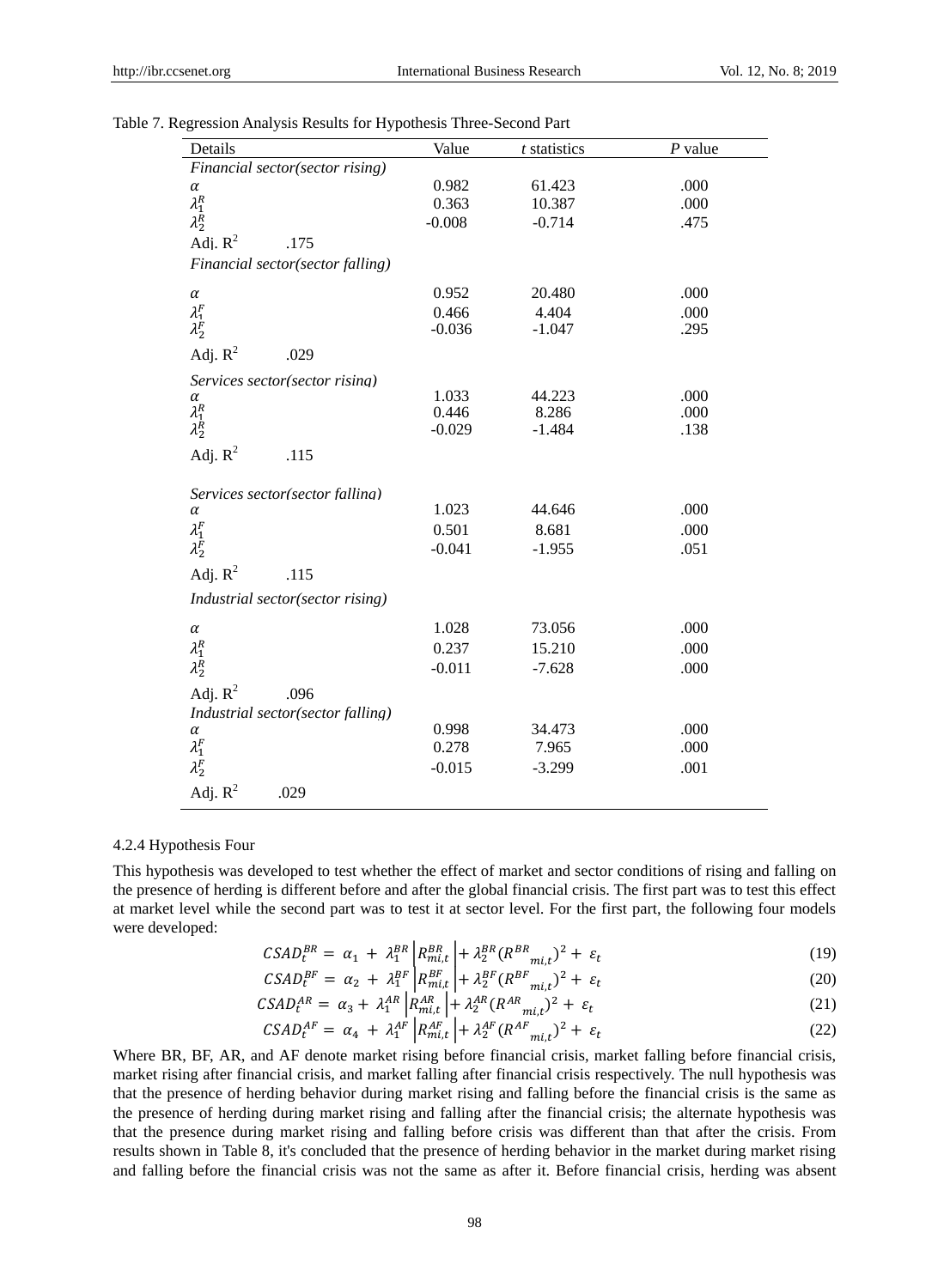Table 7. Regression Analysis Results for Hypothesis Three-Second Part

| Details | Value | *t* statistics | *P* value |
|---|---|---|---|
| *Financial sector(sector rising)* | | | |
| $\alpha$ | 0.982 | 61.423 | .000 |
| $\lambda_1^R$ | 0.363 | 10.387 | .000 |
| $\lambda_2^R$ | -0.008 | -0.714 | .475 |
| Adj. $R^2$ .175 | | | |
| *Financial sector(sector falling)* | | | |
| $\alpha$ | 0.952 | 20.480 | .000 |
| $\lambda_1^F$ | 0.466 | 4.404 | .000 |
| $\lambda_2^F$ | -0.036 | -1.047 | .295 |
| Adj. $R^2$ .029 | | | |
| *Services sector(sector rising)* | | | |
| $\alpha$ | 1.033 | 44.223 | .000 |
| $\lambda_1^R$ | 0.446 | 8.286 | .000 |
| $\lambda_2^R$ | -0.029 | -1.484 | .138 |
| Adj. $R^2$ .115 | | | |
| *Services sector(sector falling)* | | | |
| $\alpha$ | 1.023 | 44.646 | .000 |
| $\lambda_1^F$ | 0.501 | 8.681 | .000 |
| $\lambda_2^F$ | -0.041 | -1.955 | .051 |
| Adj. $R^2$ .115 | | | |
| *Industrial sector(sector rising)* | | | |
| $\alpha$ | 1.028 | 73.056 | .000 |
| $\lambda_1^R$ | 0.237 | 15.210 | .000 |
| $\lambda_2^R$ | -0.011 | -7.628 | .000 |
| Adj. $R^2$ .096 | | | |
| *Industrial sector(sector falling)* | | | |
| $\alpha$ | 0.998 | 34.473 | .000 |
| $\lambda_1^F$ | 0.278 | 7.965 | .000 |
| $\lambda_2^F$ | -0.015 | -3.299 | .001 |
| Adj. $R^2$ .029 | | | |

#### 4.2.4 Hypothesis Four

This hypothesis was developed to test whether the effect of market and sector conditions of rising and falling on the presence of herding is different before and after the global financial crisis. The first part was to test this effect at market level while the second part was to test it at sector level. For the first part, the following four models were developed:

$$CSAD_t^{BR} = \alpha_1 + \lambda_1^{BR}\left|R_{mi,t}^{BR}\right| + \lambda_2^{BR}(R^{BR}{}_{mi,t})^2 + \varepsilon_t \tag{19}$$

$$CSAD_t^{BF} = \alpha_2 + \lambda_1^{BF}\left|R_{mi,t}^{BF}\right| + \lambda_2^{BF}(R^{BF}{}_{mi,t})^2 + \varepsilon_t \tag{20}$$

$$CSAD_t^{AR} = \alpha_3 + \lambda_1^{AR}\left|R_{mi,t}^{AR}\right| + \lambda_2^{AR}(R^{AR}{}_{mi,t})^2 + \varepsilon_t \tag{21}$$

$$CSAD_t^{AF} = \alpha_4 + \lambda_1^{AF}\left|R_{mi,t}^{AF}\right| + \lambda_2^{AF}(R^{AF}{}_{mi,t})^2 + \varepsilon_t \tag{22}$$

Where BR, BF, AR, and AF denote market rising before financial crisis, market falling before financial crisis, market rising after financial crisis, and market falling after financial crisis respectively. The null hypothesis was that the presence of herding behavior during market rising and falling before the financial crisis is the same as the presence of herding during market rising and falling after the financial crisis; the alternate hypothesis was that the presence during market rising and falling before crisis was different than that after the crisis. From results shown in Table 8, it's concluded that the presence of herding behavior in the market during market rising and falling before the financial crisis was not the same as after it. Before financial crisis, herding was absent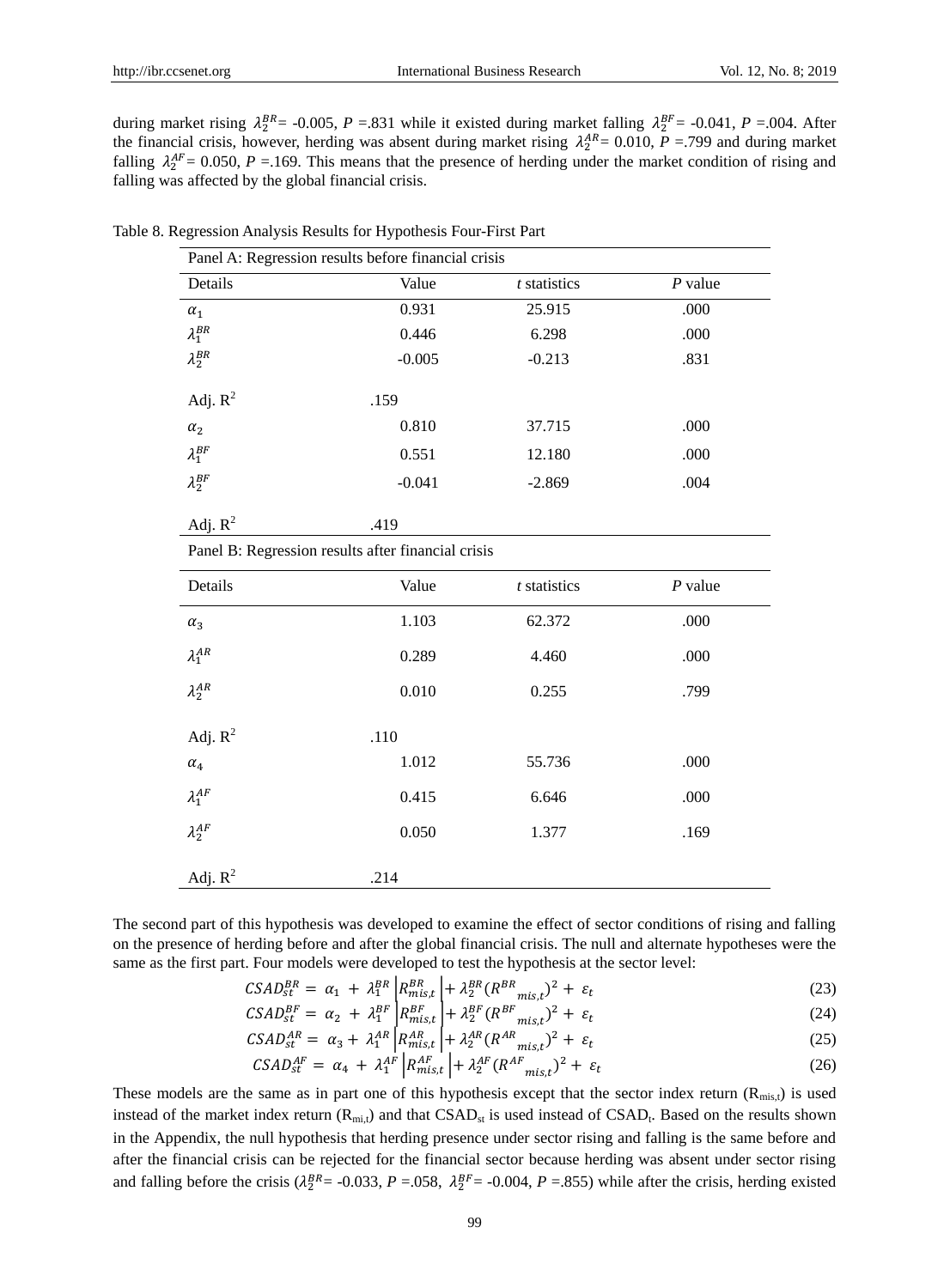during market rising $\lambda_2^{BR}$= -0.005, *P* =.831 while it existed during market falling $\lambda_2^{BF}$= -0.041, *P* =.004. After the financial crisis, however, herding was absent during market rising $\lambda_2^{AR}$= 0.010, *P* =.799 and during market falling $\lambda_2^{AF}$= 0.050, *P* =.169. This means that the presence of herding under the market condition of rising and falling was affected by the global financial crisis.

Table 8. Regression Analysis Results for Hypothesis Four-First Part

| Panel A: Regression results before financial crisis | | | |
|---|---|---|---|
| Details | Value | *t* statistics | *P* value |
| $\alpha_1$ | 0.931 | 25.915 | .000 |
| $\lambda_1^{BR}$ | 0.446 | 6.298 | .000 |
| $\lambda_2^{BR}$ | -0.005 | -0.213 | .831 |
| Adj. $R^2$ | .159 | | |
| $\alpha_2$ | 0.810 | 37.715 | .000 |
| $\lambda_1^{BF}$ | 0.551 | 12.180 | .000 |
| $\lambda_2^{BF}$ | -0.041 | -2.869 | .004 |
| Adj. $R^2$ | .419 | | |
| **Panel B: Regression results after financial crisis** | | | |
| Details | Value | *t* statistics | *P* value |
| $\alpha_3$ | 1.103 | 62.372 | .000 |
| $\lambda_1^{AR}$ | 0.289 | 4.460 | .000 |
| $\lambda_2^{AR}$ | 0.010 | 0.255 | .799 |
| Adj. $R^2$ | .110 | | |
| $\alpha_4$ | 1.012 | 55.736 | .000 |
| $\lambda_1^{AF}$ | 0.415 | 6.646 | .000 |
| $\lambda_2^{AF}$ | 0.050 | 1.377 | .169 |
| Adj. $R^2$ | .214 | | |

The second part of this hypothesis was developed to examine the effect of sector conditions of rising and falling on the presence of herding before and after the global financial crisis. The null and alternate hypotheses were the same as the first part. Four models were developed to test the hypothesis at the sector level:

$$CSAD_{st}^{BR} = \alpha_1 + \lambda_1^{BR}\left|R_{mis,t}^{BR}\right| + \lambda_2^{BR}(R^{BR}{}_{mis,t})^2 + \varepsilon_t \quad (23)$$

$$CSAD_{st}^{BF} = \alpha_2 + \lambda_1^{BF}\left|R_{mis,t}^{BF}\right| + \lambda_2^{BF}(R^{BF}{}_{mis,t})^2 + \varepsilon_t \quad (24)$$

$$CSAD_{st}^{AR} = \alpha_3 + \lambda_1^{AR}\left|R_{mis,t}^{AR}\right| + \lambda_2^{AR}(R^{AR}{}_{mis,t})^2 + \varepsilon_t \quad (25)$$

$$CSAD_{st}^{AF} = \alpha_4 + \lambda_1^{AF}\left|R_{mis,t}^{AF}\right| + \lambda_2^{AF}(R^{AF}{}_{mis,t})^2 + \varepsilon_t \quad (26)$$

These models are the same as in part one of this hypothesis except that the sector index return ($R_{mis,t}$) is used instead of the market index return ($R_{mi,t}$) and that $CSAD_{st}$ is used instead of $CSAD_t$. Based on the results shown in the Appendix, the null hypothesis that herding presence under sector rising and falling is the same before and after the financial crisis can be rejected for the financial sector because herding was absent under sector rising and falling before the crisis ($\lambda_2^{BR}$= -0.033, *P* =.058, $\lambda_2^{BF}$= -0.004, *P* =.855) while after the crisis, herding existed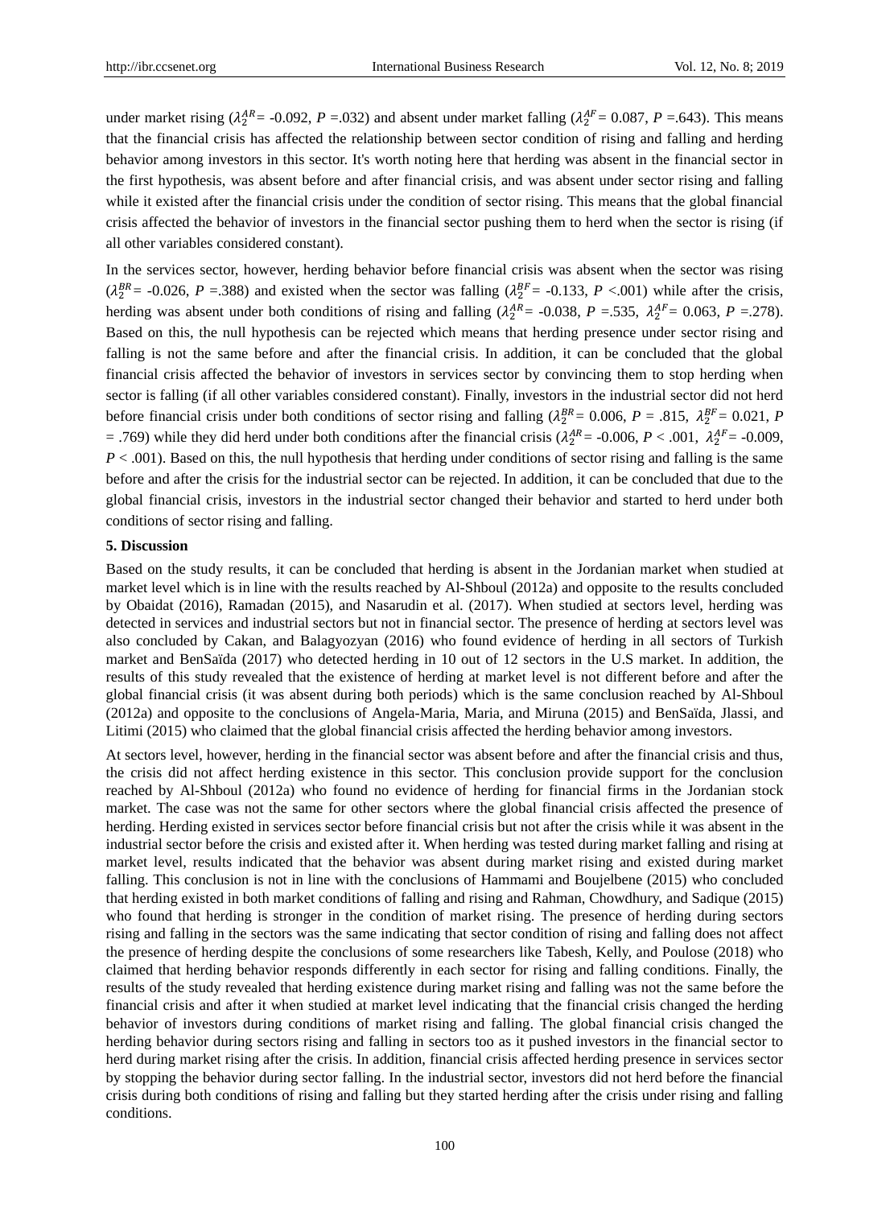under market rising ($\lambda_2^{AR}$= -0.092, *P* =.032) and absent under market falling ($\lambda_2^{AF}$= 0.087, *P* =.643). This means that the financial crisis has affected the relationship between sector condition of rising and falling and herding behavior among investors in this sector. It's worth noting here that herding was absent in the financial sector in the first hypothesis, was absent before and after financial crisis, and was absent under sector rising and falling while it existed after the financial crisis under the condition of sector rising. This means that the global financial crisis affected the behavior of investors in the financial sector pushing them to herd when the sector is rising (if all other variables considered constant).

In the services sector, however, herding behavior before financial crisis was absent when the sector was rising ($\lambda_2^{BR}$= -0.026, *P* =.388) and existed when the sector was falling ($\lambda_2^{BF}$= -0.133, *P* <.001) while after the crisis, herding was absent under both conditions of rising and falling ($\lambda_2^{AR}$= -0.038, *P* =.535, $\lambda_2^{AF}$= 0.063, *P* =.278). Based on this, the null hypothesis can be rejected which means that herding presence under sector rising and falling is not the same before and after the financial crisis. In addition, it can be concluded that the global financial crisis affected the behavior of investors in services sector by convincing them to stop herding when sector is falling (if all other variables considered constant). Finally, investors in the industrial sector did not herd before financial crisis under both conditions of sector rising and falling ($\lambda_2^{BR}$= 0.006, *P* = .815, $\lambda_2^{BF}$= 0.021, *P* = .769) while they did herd under both conditions after the financial crisis ($\lambda_2^{AR}$= -0.006, *P* < .001, $\lambda_2^{AF}$= -0.009, *P* < .001). Based on this, the null hypothesis that herding under conditions of sector rising and falling is the same before and after the crisis for the industrial sector can be rejected. In addition, it can be concluded that due to the global financial crisis, investors in the industrial sector changed their behavior and started to herd under both conditions of sector rising and falling.

**5. Discussion**

Based on the study results, it can be concluded that herding is absent in the Jordanian market when studied at market level which is in line with the results reached by Al-Shboul (2012a) and opposite to the results concluded by Obaidat (2016), Ramadan (2015), and Nasarudin et al. (2017). When studied at sectors level, herding was detected in services and industrial sectors but not in financial sector. The presence of herding at sectors level was also concluded by Cakan, and Balagyozyan (2016) who found evidence of herding in all sectors of Turkish market and BenSaïda (2017) who detected herding in 10 out of 12 sectors in the U.S market. In addition, the results of this study revealed that the existence of herding at market level is not different before and after the global financial crisis (it was absent during both periods) which is the same conclusion reached by Al-Shboul (2012a) and opposite to the conclusions of Angela-Maria, Maria, and Miruna (2015) and BenSaïda, Jlassi, and Litimi (2015) who claimed that the global financial crisis affected the herding behavior among investors.

At sectors level, however, herding in the financial sector was absent before and after the financial crisis and thus, the crisis did not affect herding existence in this sector. This conclusion provide support for the conclusion reached by Al-Shboul (2012a) who found no evidence of herding for financial firms in the Jordanian stock market. The case was not the same for other sectors where the global financial crisis affected the presence of herding. Herding existed in services sector before financial crisis but not after the crisis while it was absent in the industrial sector before the crisis and existed after it. When herding was tested during market falling and rising at market level, results indicated that the behavior was absent during market rising and existed during market falling. This conclusion is not in line with the conclusions of Hammami and Boujelbene (2015) who concluded that herding existed in both market conditions of falling and rising and Rahman, Chowdhury, and Sadique (2015) who found that herding is stronger in the condition of market rising. The presence of herding during sectors rising and falling in the sectors was the same indicating that sector condition of rising and falling does not affect the presence of herding despite the conclusions of some researchers like Tabesh, Kelly, and Poulose (2018) who claimed that herding behavior responds differently in each sector for rising and falling conditions. Finally, the results of the study revealed that herding existence during market rising and falling was not the same before the financial crisis and after it when studied at market level indicating that the financial crisis changed the herding behavior of investors during conditions of market rising and falling. The global financial crisis changed the herding behavior during sectors rising and falling in sectors too as it pushed investors in the financial sector to herd during market rising after the crisis. In addition, financial crisis affected herding presence in services sector by stopping the behavior during sector falling. In the industrial sector, investors did not herd before the financial crisis during both conditions of rising and falling but they started herding after the crisis under rising and falling conditions.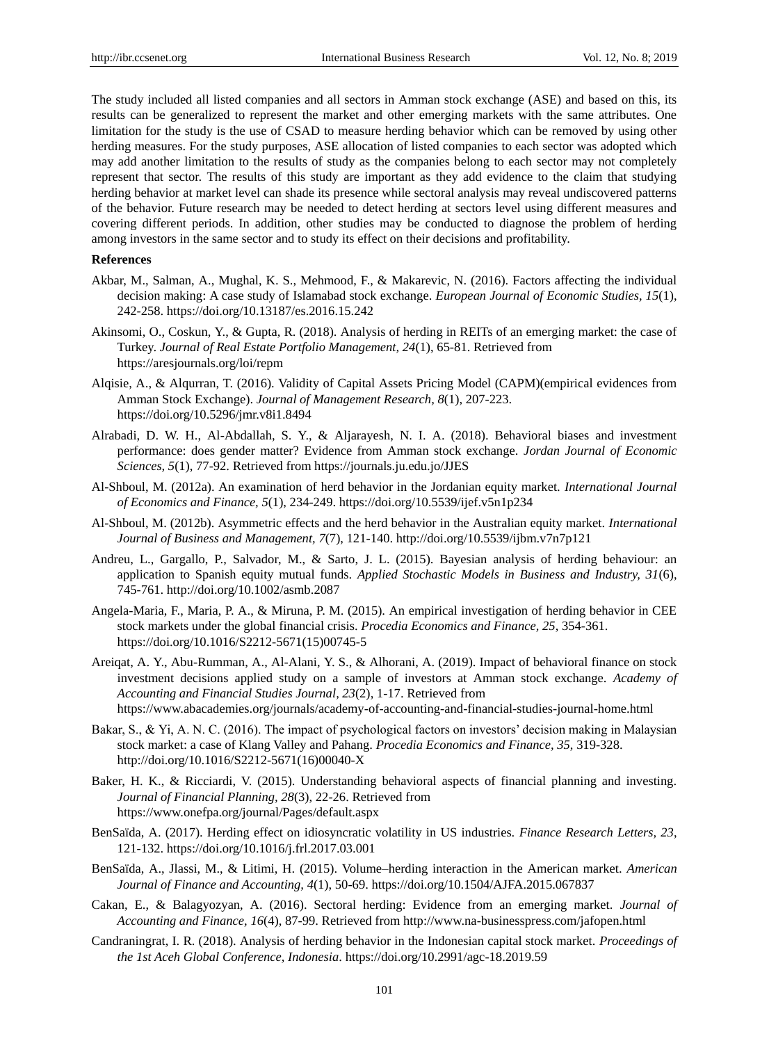The study included all listed companies and all sectors in Amman stock exchange (ASE) and based on this, its results can be generalized to represent the market and other emerging markets with the same attributes. One limitation for the study is the use of CSAD to measure herding behavior which can be removed by using other herding measures. For the study purposes, ASE allocation of listed companies to each sector was adopted which may add another limitation to the results of study as the companies belong to each sector may not completely represent that sector. The results of this study are important as they add evidence to the claim that studying herding behavior at market level can shade its presence while sectoral analysis may reveal undiscovered patterns of the behavior. Future research may be needed to detect herding at sectors level using different measures and covering different periods. In addition, other studies may be conducted to diagnose the problem of herding among investors in the same sector and to study its effect on their decisions and profitability.

**References**

Akbar, M., Salman, A., Mughal, K. S., Mehmood, F., & Makarevic, N. (2016). Factors affecting the individual decision making: A case study of Islamabad stock exchange. *European Journal of Economic Studies, 15*(1), 242-258. https://doi.org/10.13187/es.2016.15.242

Akinsomi, O., Coskun, Y., & Gupta, R. (2018). Analysis of herding in REITs of an emerging market: the case of Turkey. *Journal of Real Estate Portfolio Management, 24*(1), 65-81. Retrieved from https://aresjournals.org/loi/repm

Alqisie, A., & Alqurran, T. (2016). Validity of Capital Assets Pricing Model (CAPM)(empirical evidences from Amman Stock Exchange). *Journal of Management Research, 8*(1), 207-223. https://doi.org/10.5296/jmr.v8i1.8494

Alrabadi, D. W. H., Al-Abdallah, S. Y., & Aljarayesh, N. I. A. (2018). Behavioral biases and investment performance: does gender matter? Evidence from Amman stock exchange. *Jordan Journal of Economic Sciences, 5*(1), 77-92. Retrieved from https://journals.ju.edu.jo/JJES

Al-Shboul, M. (2012a). An examination of herd behavior in the Jordanian equity market. *International Journal of Economics and Finance, 5*(1), 234-249. https://doi.org/10.5539/ijef.v5n1p234

Al-Shboul, M. (2012b). Asymmetric effects and the herd behavior in the Australian equity market. *International Journal of Business and Management, 7*(7), 121-140. http://doi.org/10.5539/ijbm.v7n7p121

Andreu, L., Gargallo, P., Salvador, M., & Sarto, J. L. (2015). Bayesian analysis of herding behaviour: an application to Spanish equity mutual funds. *Applied Stochastic Models in Business and Industry, 31*(6), 745-761. http://doi.org/10.1002/asmb.2087

Angela-Maria, F., Maria, P. A., & Miruna, P. M. (2015). An empirical investigation of herding behavior in CEE stock markets under the global financial crisis. *Procedia Economics and Finance, 25*, 354-361. https://doi.org/10.1016/S2212-5671(15)00745-5

Areiqat, A. Y., Abu-Rumman, A., Al-Alani, Y. S., & Alhorani, A. (2019). Impact of behavioral finance on stock investment decisions applied study on a sample of investors at Amman stock exchange. *Academy of Accounting and Financial Studies Journal, 23*(2), 1-17. Retrieved from https://www.abacademies.org/journals/academy-of-accounting-and-financial-studies-journal-home.html

Bakar, S., & Yi, A. N. C. (2016). The impact of psychological factors on investors' decision making in Malaysian stock market: a case of Klang Valley and Pahang. *Procedia Economics and Finance, 35*, 319-328. http://doi.org/10.1016/S2212-5671(16)00040-X

Baker, H. K., & Ricciardi, V. (2015). Understanding behavioral aspects of financial planning and investing. *Journal of Financial Planning, 28*(3), 22-26. Retrieved from https://www.onefpa.org/journal/Pages/default.aspx

BenSaïda, A. (2017). Herding effect on idiosyncratic volatility in US industries. *Finance Research Letters, 23*, 121-132. https://doi.org/10.1016/j.frl.2017.03.001

BenSaïda, A., Jlassi, M., & Litimi, H. (2015). Volume–herding interaction in the American market. *American Journal of Finance and Accounting, 4*(1), 50-69. https://doi.org/10.1504/AJFA.2015.067837

Cakan, E., & Balagyozyan, A. (2016). Sectoral herding: Evidence from an emerging market. *Journal of Accounting and Finance, 16*(4), 87-99. Retrieved from http://www.na-businesspress.com/jafopen.html

Candraningrat, I. R. (2018). Analysis of herding behavior in the Indonesian capital stock market. *Proceedings of the 1st Aceh Global Conference, Indonesia*. https://doi.org/10.2991/agc-18.2019.59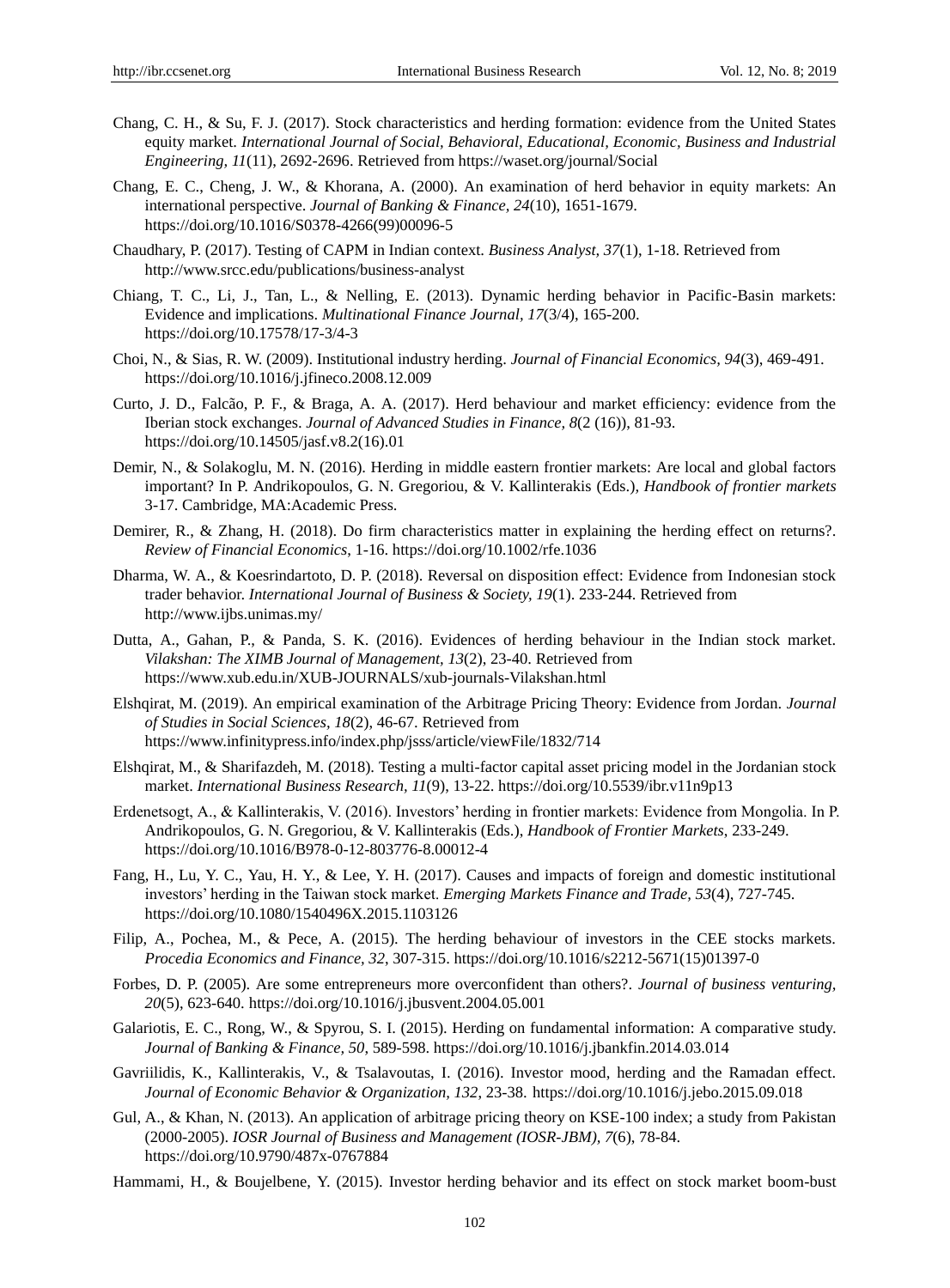Chang, C. H., & Su, F. J. (2017). Stock characteristics and herding formation: evidence from the United States equity market. *International Journal of Social, Behavioral, Educational, Economic, Business and Industrial Engineering, 11*(11), 2692-2696. Retrieved from https://waset.org/journal/Social

Chang, E. C., Cheng, J. W., & Khorana, A. (2000). An examination of herd behavior in equity markets: An international perspective. *Journal of Banking & Finance, 24*(10), 1651-1679. https://doi.org/10.1016/S0378-4266(99)00096-5

Chaudhary, P. (2017). Testing of CAPM in Indian context. *Business Analyst, 37*(1), 1-18. Retrieved from http://www.srcc.edu/publications/business-analyst

Chiang, T. C., Li, J., Tan, L., & Nelling, E. (2013). Dynamic herding behavior in Pacific-Basin markets: Evidence and implications. *Multinational Finance Journal, 17*(3/4), 165-200. https://doi.org/10.17578/17-3/4-3

Choi, N., & Sias, R. W. (2009). Institutional industry herding. *Journal of Financial Economics, 94*(3), 469-491. https://doi.org/10.1016/j.jfineco.2008.12.009

Curto, J. D., Falcão, P. F., & Braga, A. A. (2017). Herd behaviour and market efficiency: evidence from the Iberian stock exchanges. *Journal of Advanced Studies in Finance, 8*(2 (16)), 81-93. https://doi.org/10.14505/jasf.v8.2(16).01

Demir, N., & Solakoglu, M. N. (2016). Herding in middle eastern frontier markets: Are local and global factors important? In P. Andrikopoulos, G. N. Gregoriou, & V. Kallinterakis (Eds.), *Handbook of frontier markets* 3-17. Cambridge, MA:Academic Press.

Demirer, R., & Zhang, H. (2018). Do firm characteristics matter in explaining the herding effect on returns?. *Review of Financial Economics,* 1-16. https://doi.org/10.1002/rfe.1036

Dharma, W. A., & Koesrindartoto, D. P. (2018). Reversal on disposition effect: Evidence from Indonesian stock trader behavior. *International Journal of Business & Society, 19*(1). 233-244. Retrieved from http://www.ijbs.unimas.my/

Dutta, A., Gahan, P., & Panda, S. K. (2016). Evidences of herding behaviour in the Indian stock market. *Vilakshan: The XIMB Journal of Management, 13*(2), 23-40. Retrieved from https://www.xub.edu.in/XUB-JOURNALS/xub-journals-Vilakshan.html

Elshqirat, M. (2019). An empirical examination of the Arbitrage Pricing Theory: Evidence from Jordan. *Journal of Studies in Social Sciences, 18*(2), 46-67. Retrieved from https://www.infinitypress.info/index.php/jsss/article/viewFile/1832/714

Elshqirat, M., & Sharifazdeh, M. (2018). Testing a multi-factor capital asset pricing model in the Jordanian stock market. *International Business Research, 11*(9), 13-22. https://doi.org/10.5539/ibr.v11n9p13

Erdenetsogt, A., & Kallinterakis, V. (2016). Investors' herding in frontier markets: Evidence from Mongolia. In P. Andrikopoulos, G. N. Gregoriou, & V. Kallinterakis (Eds.), *Handbook of Frontier Markets*, 233-249. https://doi.org/10.1016/B978-0-12-803776-8.00012-4

Fang, H., Lu, Y. C., Yau, H. Y., & Lee, Y. H. (2017). Causes and impacts of foreign and domestic institutional investors' herding in the Taiwan stock market. *Emerging Markets Finance and Trade, 53*(4), 727-745. https://doi.org/10.1080/1540496X.2015.1103126

Filip, A., Pochea, M., & Pece, A. (2015). The herding behaviour of investors in the CEE stocks markets. *Procedia Economics and Finance, 32*, 307-315. https://doi.org/10.1016/s2212-5671(15)01397-0

Forbes, D. P. (2005). Are some entrepreneurs more overconfident than others?. *Journal of business venturing, 20*(5), 623-640. https://doi.org/10.1016/j.jbusvent.2004.05.001

Galariotis, E. C., Rong, W., & Spyrou, S. I. (2015). Herding on fundamental information: A comparative study. *Journal of Banking & Finance, 50*, 589-598. https://doi.org/10.1016/j.jbankfin.2014.03.014

Gavriilidis, K., Kallinterakis, V., & Tsalavoutas, I. (2016). Investor mood, herding and the Ramadan effect. *Journal of Economic Behavior & Organization, 132*, 23-38. https://doi.org/10.1016/j.jebo.2015.09.018

Gul, A., & Khan, N. (2013). An application of arbitrage pricing theory on KSE-100 index; a study from Pakistan (2000-2005). *IOSR Journal of Business and Management (IOSR-JBM), 7*(6), 78-84. https://doi.org/10.9790/487x-0767884

Hammami, H., & Boujelbene, Y. (2015). Investor herding behavior and its effect on stock market boom-bust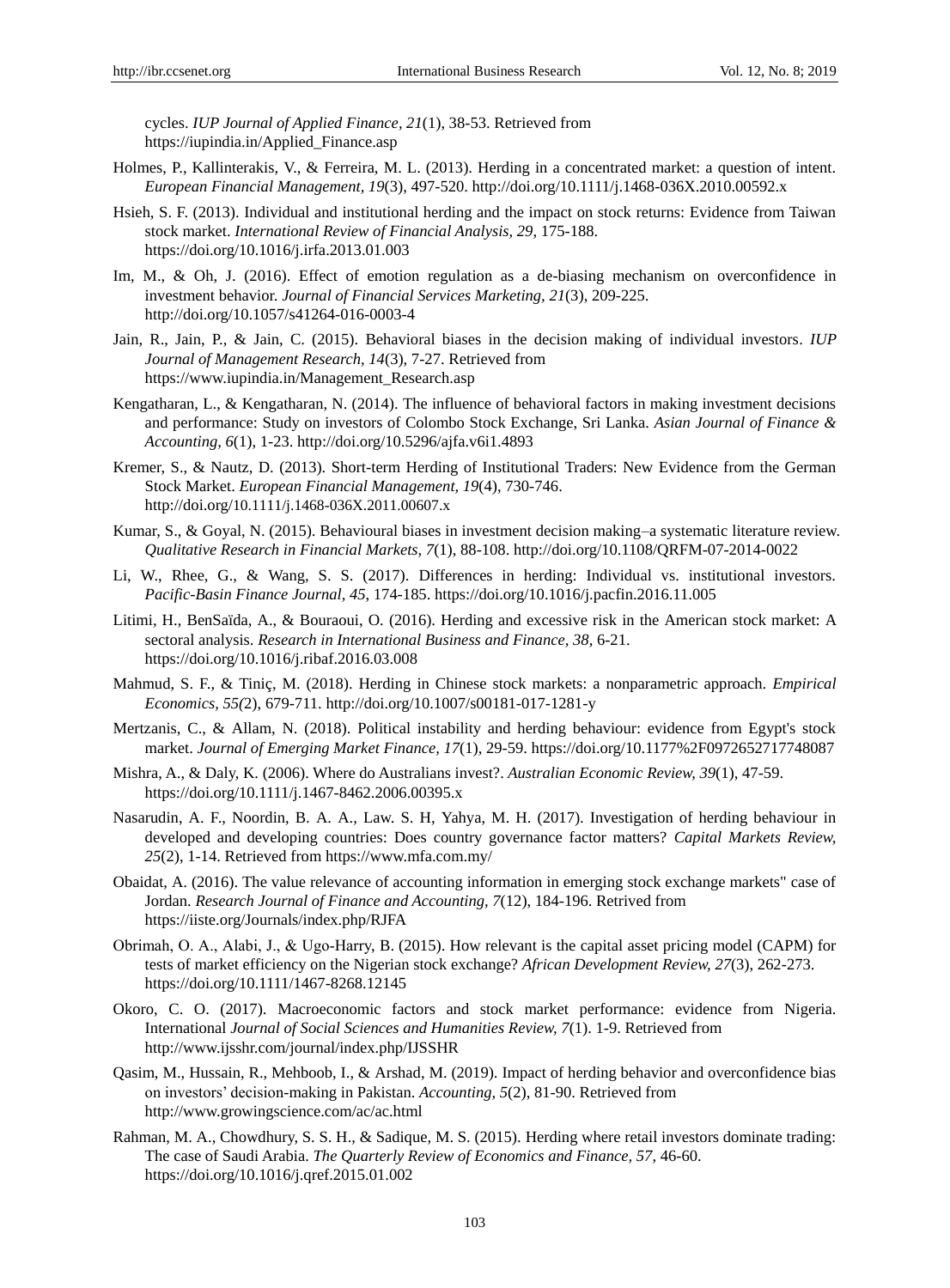cycles. *IUP Journal of Applied Finance, 21*(1), 38-53. Retrieved from https://iupindia.in/Applied_Finance.asp

Holmes, P., Kallinterakis, V., & Ferreira, M. L. (2013). Herding in a concentrated market: a question of intent. *European Financial Management, 19*(3), 497-520. http://doi.org/10.1111/j.1468-036X.2010.00592.x

Hsieh, S. F. (2013). Individual and institutional herding and the impact on stock returns: Evidence from Taiwan stock market. *International Review of Financial Analysis, 29*, 175-188. https://doi.org/10.1016/j.irfa.2013.01.003

Im, M., & Oh, J. (2016). Effect of emotion regulation as a de-biasing mechanism on overconfidence in investment behavior. *Journal of Financial Services Marketing, 21*(3), 209-225. http://doi.org/10.1057/s41264-016-0003-4

Jain, R., Jain, P., & Jain, C. (2015). Behavioral biases in the decision making of individual investors. *IUP Journal of Management Research, 14*(3), 7-27. Retrieved from https://www.iupindia.in/Management_Research.asp

Kengatharan, L., & Kengatharan, N. (2014). The influence of behavioral factors in making investment decisions and performance: Study on investors of Colombo Stock Exchange, Sri Lanka. *Asian Journal of Finance & Accounting, 6*(1), 1-23. http://doi.org/10.5296/ajfa.v6i1.4893

Kremer, S., & Nautz, D. (2013). Short-term Herding of Institutional Traders: New Evidence from the German Stock Market. *European Financial Management, 19*(4), 730-746. http://doi.org/10.1111/j.1468-036X.2011.00607.x

Kumar, S., & Goyal, N. (2015). Behavioural biases in investment decision making–a systematic literature review. *Qualitative Research in Financial Markets, 7*(1), 88-108. http://doi.org/10.1108/QRFM-07-2014-0022

Li, W., Rhee, G., & Wang, S. S. (2017). Differences in herding: Individual vs. institutional investors. *Pacific-Basin Finance Journal, 45*, 174-185. https://doi.org/10.1016/j.pacfin.2016.11.005

Litimi, H., BenSaïda, A., & Bouraoui, O. (2016). Herding and excessive risk in the American stock market: A sectoral analysis. *Research in International Business and Finance, 38*, 6-21. https://doi.org/10.1016/j.ribaf.2016.03.008

Mahmud, S. F., & Tiniç, M. (2018). Herding in Chinese stock markets: a nonparametric approach. *Empirical Economics, 55(*2), 679-711. http://doi.org/10.1007/s00181-017-1281-y

Mertzanis, C., & Allam, N. (2018). Political instability and herding behaviour: evidence from Egypt's stock market. *Journal of Emerging Market Finance, 17*(1), 29-59. https://doi.org/10.1177%2F0972652717748087

Mishra, A., & Daly, K. (2006). Where do Australians invest?. *Australian Economic Review, 39*(1), 47-59. https://doi.org/10.1111/j.1467-8462.2006.00395.x

Nasarudin, A. F., Noordin, B. A. A., Law. S. H, Yahya, M. H. (2017). Investigation of herding behaviour in developed and developing countries: Does country governance factor matters? *Capital Markets Review, 25*(2), 1-14. Retrieved from https://www.mfa.com.my/

Obaidat, A. (2016). The value relevance of accounting information in emerging stock exchange markets" case of Jordan. *Research Journal of Finance and Accounting, 7*(12), 184-196. Retrived from https://iiste.org/Journals/index.php/RJFA

Obrimah, O. A., Alabi, J., & Ugo-Harry, B. (2015). How relevant is the capital asset pricing model (CAPM) for tests of market efficiency on the Nigerian stock exchange? *African Development Review, 27*(3), 262-273. https://doi.org/10.1111/1467-8268.12145

Okoro, C. O. (2017). Macroeconomic factors and stock market performance: evidence from Nigeria. International *Journal of Social Sciences and Humanities Review, 7*(1). 1-9. Retrieved from http://www.ijsshr.com/journal/index.php/IJSSHR

Qasim, M., Hussain, R., Mehboob, I., & Arshad, M. (2019). Impact of herding behavior and overconfidence bias on investors' decision-making in Pakistan. *Accounting, 5*(2), 81-90. Retrieved from http://www.growingscience.com/ac/ac.html

Rahman, M. A., Chowdhury, S. S. H., & Sadique, M. S. (2015). Herding where retail investors dominate trading: The case of Saudi Arabia. *The Quarterly Review of Economics and Finance, 57*, 46-60. https://doi.org/10.1016/j.qref.2015.01.002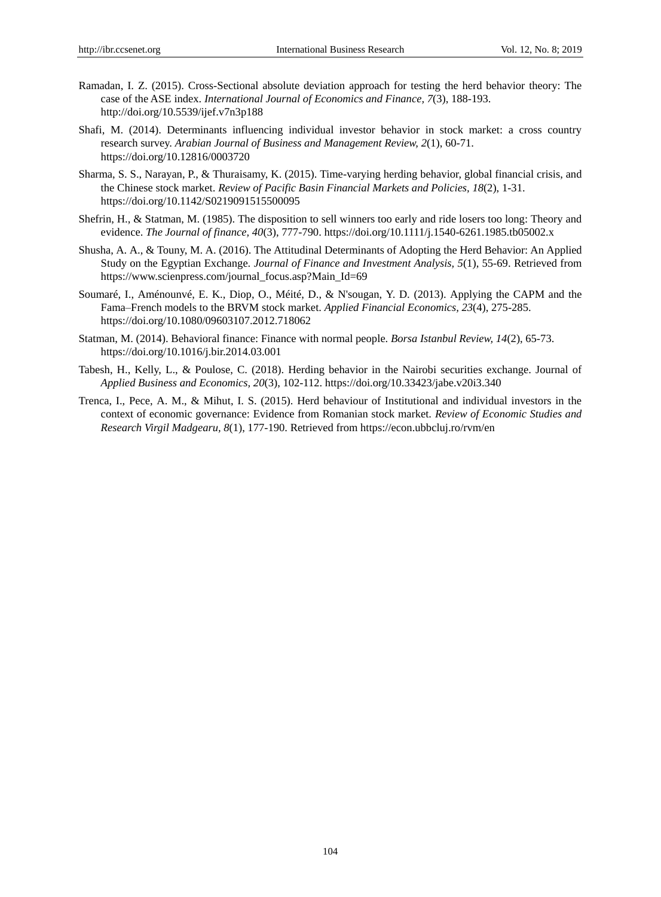Ramadan, I. Z. (2015). Cross-Sectional absolute deviation approach for testing the herd behavior theory: The case of the ASE index. *International Journal of Economics and Finance, 7*(3), 188-193. http://doi.org/10.5539/ijef.v7n3p188

Shafi, M. (2014). Determinants influencing individual investor behavior in stock market: a cross country research survey. *Arabian Journal of Business and Management Review, 2*(1), 60-71. https://doi.org/10.12816/0003720

Sharma, S. S., Narayan, P., & Thuraisamy, K. (2015). Time-varying herding behavior, global financial crisis, and the Chinese stock market. *Review of Pacific Basin Financial Markets and Policies, 18*(2), 1-31. https://doi.org/10.1142/S0219091515500095

Shefrin, H., & Statman, M. (1985). The disposition to sell winners too early and ride losers too long: Theory and evidence. *The Journal of finance, 40*(3), 777-790. https://doi.org/10.1111/j.1540-6261.1985.tb05002.x

Shusha, A. A., & Touny, M. A. (2016). The Attitudinal Determinants of Adopting the Herd Behavior: An Applied Study on the Egyptian Exchange. *Journal of Finance and Investment Analysis, 5*(1), 55-69. Retrieved from https://www.scienpress.com/journal_focus.asp?Main_Id=69

Soumaré, I., Aménounvé, E. K., Diop, O., Méité, D., & N'sougan, Y. D. (2013). Applying the CAPM and the Fama–French models to the BRVM stock market. *Applied Financial Economics, 23*(4), 275-285. https://doi.org/10.1080/09603107.2012.718062

Statman, M. (2014). Behavioral finance: Finance with normal people. *Borsa Istanbul Review, 14*(2), 65-73. https://doi.org/10.1016/j.bir.2014.03.001

Tabesh, H., Kelly, L., & Poulose, C. (2018). Herding behavior in the Nairobi securities exchange. Journal of *Applied Business and Economics, 20*(3), 102-112. https://doi.org/10.33423/jabe.v20i3.340

Trenca, I., Pece, A. M., & Mihut, I. S. (2015). Herd behaviour of Institutional and individual investors in the context of economic governance: Evidence from Romanian stock market. *Review of Economic Studies and Research Virgil Madgearu, 8*(1), 177-190. Retrieved from https://econ.ubbcluj.ro/rvm/en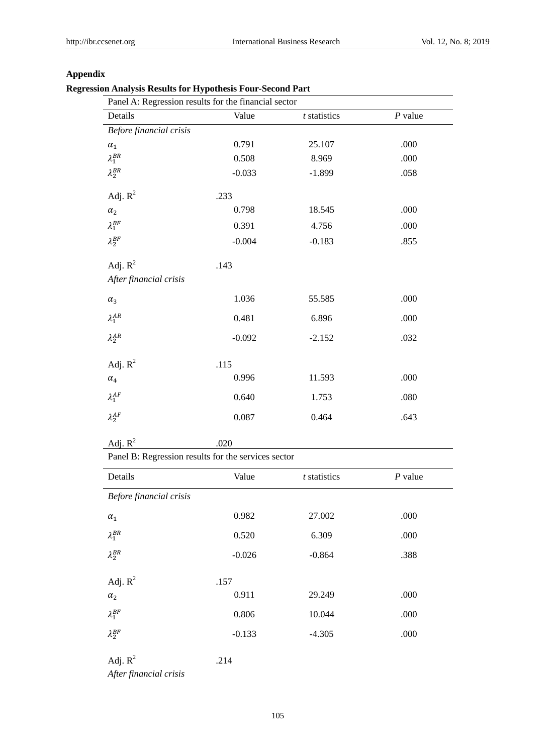## Appendix

**Regression Analysis Results for Hypothesis Four-Second Part**

| Panel A: Regression results for the financial sector | | | |
|---|---|---|---|
| Details | Value | *t* statistics | *P* value |
| *Before financial crisis* | | | |
| $\alpha_1$ | 0.791 | 25.107 | .000 |
| $\lambda_1^{BR}$ | 0.508 | 8.969 | .000 |
| $\lambda_2^{BR}$ | -0.033 | -1.899 | .058 |
| Adj. $R^2$ | .233 | | |
| $\alpha_2$ | 0.798 | 18.545 | .000 |
| $\lambda_1^{BF}$ | 0.391 | 4.756 | .000 |
| $\lambda_2^{BF}$ | -0.004 | -0.183 | .855 |
| Adj. $R^2$ | .143 | | |
| *After financial crisis* | | | |
| $\alpha_3$ | 1.036 | 55.585 | .000 |
| $\lambda_1^{AR}$ | 0.481 | 6.896 | .000 |
| $\lambda_2^{AR}$ | -0.092 | -2.152 | .032 |
| Adj. $R^2$ | .115 | | |
| $\alpha_4$ | 0.996 | 11.593 | .000 |
| $\lambda_1^{AF}$ | 0.640 | 1.753 | .080 |
| $\lambda_2^{AF}$ | 0.087 | 0.464 | .643 |
| Adj. $R^2$ | .020 | | |

| Panel B: Regression results for the services sector | | | |
|---|---|---|---|
| Details | Value | *t* statistics | *P* value |
| *Before financial crisis* | | | |
| $\alpha_1$ | 0.982 | 27.002 | .000 |
| $\lambda_1^{BR}$ | 0.520 | 6.309 | .000 |
| $\lambda_2^{BR}$ | -0.026 | -0.864 | .388 |
| Adj. $R^2$ | .157 | | |
| $\alpha_2$ | 0.911 | 29.249 | .000 |
| $\lambda_1^{BF}$ | 0.806 | 10.044 | .000 |
| $\lambda_2^{BF}$ | -0.133 | -4.305 | .000 |
| Adj. $R^2$ | .214 | | |
| *After financial crisis* | | | |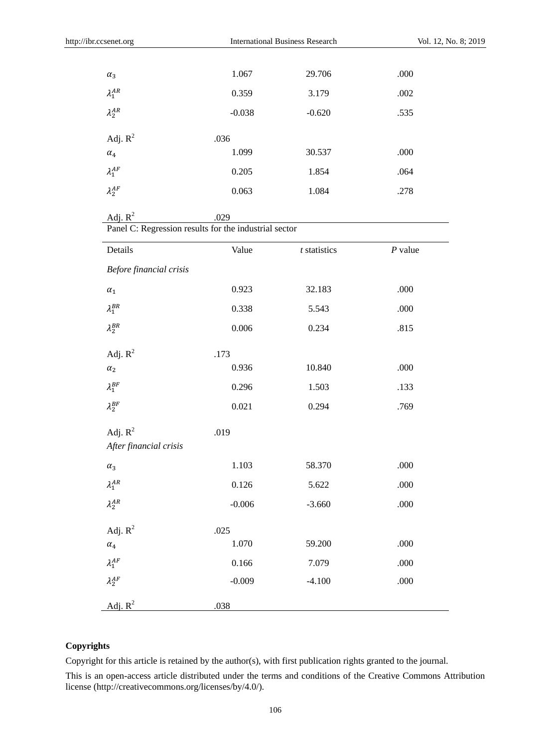| | | | |
|---|---|---|---|
| $\alpha_3$ | 1.067 | 29.706 | .000 |
| $\lambda_1^{AR}$ | 0.359 | 3.179 | .002 |
| $\lambda_2^{AR}$ | -0.038 | -0.620 | .535 |
| Adj. $R^2$ | .036 | | |
| $\alpha_4$ | 1.099 | 30.537 | .000 |
| $\lambda_1^{AF}$ | 0.205 | 1.854 | .064 |
| $\lambda_2^{AF}$ | 0.063 | 1.084 | .278 |
| Adj. $R^2$ | .029 | | |

Panel C: Regression results for the industrial sector

| Details | Value | *t* statistics | *P* value |
|---|---|---|---|
| *Before financial crisis* | | | |
| $\alpha_1$ | 0.923 | 32.183 | .000 |
| $\lambda_1^{BR}$ | 0.338 | 5.543 | .000 |
| $\lambda_2^{BR}$ | 0.006 | 0.234 | .815 |
| Adj. $R^2$ | .173 | | |
| $\alpha_2$ | 0.936 | 10.840 | .000 |
| $\lambda_1^{BF}$ | 0.296 | 1.503 | .133 |
| $\lambda_2^{BF}$ | 0.021 | 0.294 | .769 |
| Adj. $R^2$ | .019 | | |
| *After financial crisis* | | | |
| $\alpha_3$ | 1.103 | 58.370 | .000 |
| $\lambda_1^{AR}$ | 0.126 | 5.622 | .000 |
| $\lambda_2^{AR}$ | -0.006 | -3.660 | .000 |
| Adj. $R^2$ | .025 | | |
| $\alpha_4$ | 1.070 | 59.200 | .000 |
| $\lambda_1^{AF}$ | 0.166 | 7.079 | .000 |
| $\lambda_2^{AF}$ | -0.009 | -4.100 | .000 |
| Adj. $R^2$ | .038 | | |

## Copyrights

Copyright for this article is retained by the author(s), with first publication rights granted to the journal.

This is an open-access article distributed under the terms and conditions of the Creative Commons Attribution license (http://creativecommons.org/licenses/by/4.0/).